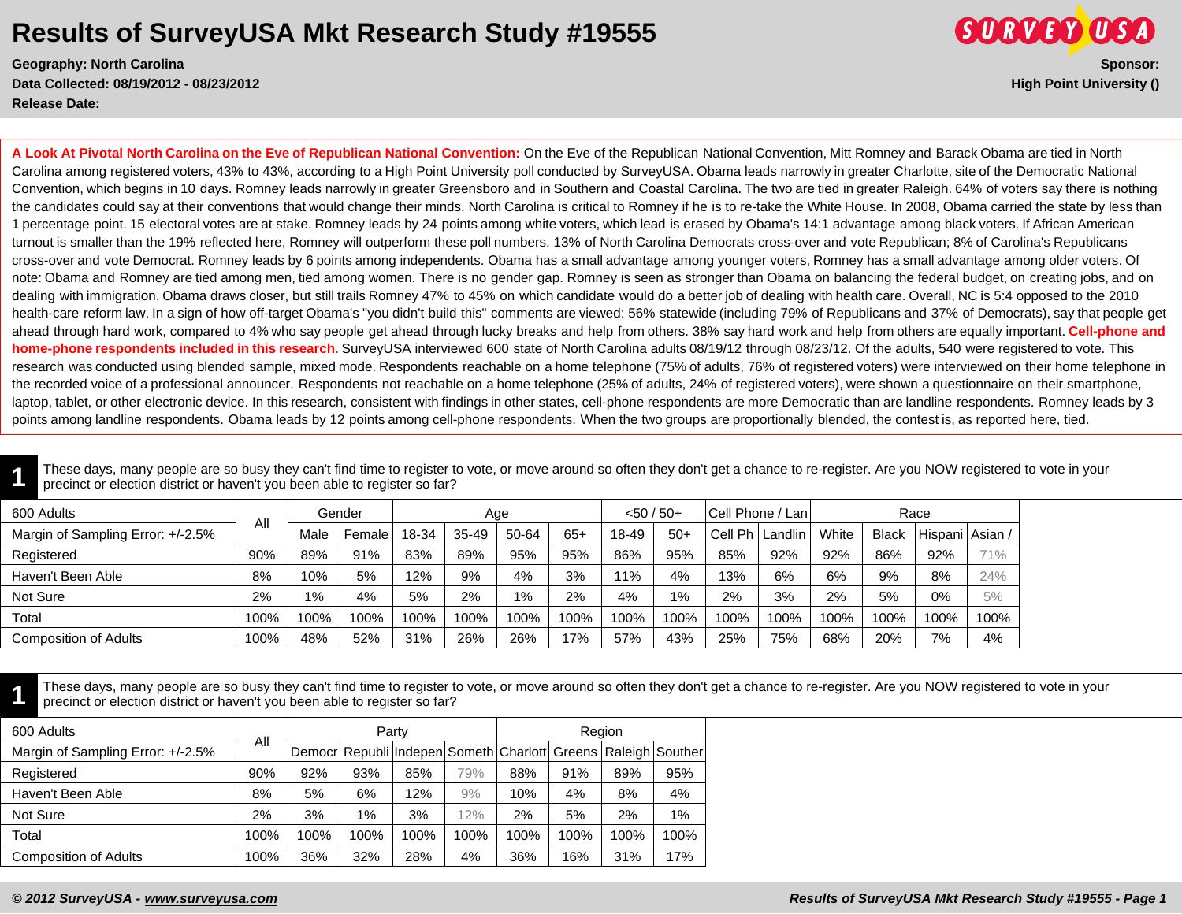# Results of SurveyUSA Mkt Research Study #19555

**Geography: North Carolina**
**Data Collected: 08/19/2012 - 08/23/2012**
**Release Date:**

**Sponsor:**
**High Point University ()**

**A Look At Pivotal North Carolina on the Eve of Republican National Convention:** On the Eve of the Republican National Convention, Mitt Romney and Barack Obama are tied in North Carolina among registered voters, 43% to 43%, according to a High Point University poll conducted by SurveyUSA. Obama leads narrowly in greater Charlotte, site of the Democratic National Convention, which begins in 10 days. Romney leads narrowly in greater Greensboro and in Southern and Coastal Carolina. The two are tied in greater Raleigh. 64% of voters say there is nothing the candidates could say at their conventions that would change their minds. North Carolina is critical to Romney if he is to re-take the White House. In 2008, Obama carried the state by less than 1 percentage point. 15 electoral votes are at stake. Romney leads by 24 points among white voters, which lead is erased by Obama's 14:1 advantage among black voters. If African American turnout is smaller than the 19% reflected here, Romney will outperform these poll numbers. 13% of North Carolina Democrats cross-over and vote Republican; 8% of Carolina's Republicans cross-over and vote Democrat. Romney leads by 6 points among independents. Obama has a small advantage among younger voters, Romney has a small advantage among older voters. Of note: Obama and Romney are tied among men, tied among women. There is no gender gap. Romney is seen as stronger than Obama on balancing the federal budget, on creating jobs, and on dealing with immigration. Obama draws closer, but still trails Romney 47% to 45% on which candidate would do a better job of dealing with health care. Overall, NC is 5:4 opposed to the 2010 health-care reform law. In a sign of how off-target Obama's "you didn't build this" comments are viewed: 56% statewide (including 79% of Republicans and 37% of Democrats), say that people get ahead through hard work, compared to 4% who say people get ahead through lucky breaks and help from others. 38% say hard work and help from others are equally important. **Cell-phone and home-phone respondents included in this research.** SurveyUSA interviewed 600 state of North Carolina adults 08/19/12 through 08/23/12. Of the adults, 540 were registered to vote. This research was conducted using blended sample, mixed mode. Respondents reachable on a home telephone (75% of adults, 76% of registered voters) were interviewed on their home telephone in the recorded voice of a professional announcer. Respondents not reachable on a home telephone (25% of adults, 24% of registered voters), were shown a questionnaire on their smartphone, laptop, tablet, or other electronic device. In this research, consistent with findings in other states, cell-phone respondents are more Democratic than are landline respondents. Romney leads by 3 points among landline respondents. Obama leads by 12 points among cell-phone respondents. When the two groups are proportionally blended, the contest is, as reported here, tied.

## 1

These days, many people are so busy they can't find time to register to vote, or move around so often they don't get a chance to re-register. Are you NOW registered to vote in your precinct or election district or haven't you been able to register so far?

| 600 Adults | All | Gender | | Age | | | | <50 / 50+ | | Cell Phone / Lan | | Race | | | |
|---|---|---|---|---|---|---|---|---|---|---|---|---|---|---|---|
| Margin of Sampling Error: +/-2.5% | | Male | Female | 18-34 | 35-49 | 50-64 | 65+ | 18-49 | 50+ | Cell Ph | Landlin | White | Black | Hispani | Asian / |
| Registered | 90% | 89% | 91% | 83% | 89% | 95% | 95% | 86% | 95% | 85% | 92% | 92% | 86% | 92% | 71% |
| Haven't Been Able | 8% | 10% | 5% | 12% | 9% | 4% | 3% | 11% | 4% | 13% | 6% | 6% | 9% | 8% | 24% |
| Not Sure | 2% | 1% | 4% | 5% | 2% | 1% | 2% | 4% | 1% | 2% | 3% | 2% | 5% | 0% | 5% |
| Total | 100% | 100% | 100% | 100% | 100% | 100% | 100% | 100% | 100% | 100% | 100% | 100% | 100% | 100% | 100% |
| Composition of Adults | 100% | 48% | 52% | 31% | 26% | 26% | 17% | 57% | 43% | 25% | 75% | 68% | 20% | 7% | 4% |

## 1

These days, many people are so busy they can't find time to register to vote, or move around so often they don't get a chance to re-register. Are you NOW registered to vote in your precinct or election district or haven't you been able to register so far?

| 600 Adults | All | Party | | | | Region | | | |
|---|---|---|---|---|---|---|---|---|---|
| Margin of Sampling Error: +/-2.5% | | Democr | Republi | Indepen | Someth | Charlott | Greens | Raleigh | Souther |
| Registered | 90% | 92% | 93% | 85% | 79% | 88% | 91% | 89% | 95% |
| Haven't Been Able | 8% | 5% | 6% | 12% | 9% | 10% | 4% | 8% | 4% |
| Not Sure | 2% | 3% | 1% | 3% | 12% | 2% | 5% | 2% | 1% |
| Total | 100% | 100% | 100% | 100% | 100% | 100% | 100% | 100% | 100% |
| Composition of Adults | 100% | 36% | 32% | 28% | 4% | 36% | 16% | 31% | 17% |

*© 2012 SurveyUSA - www.surveyusa.com*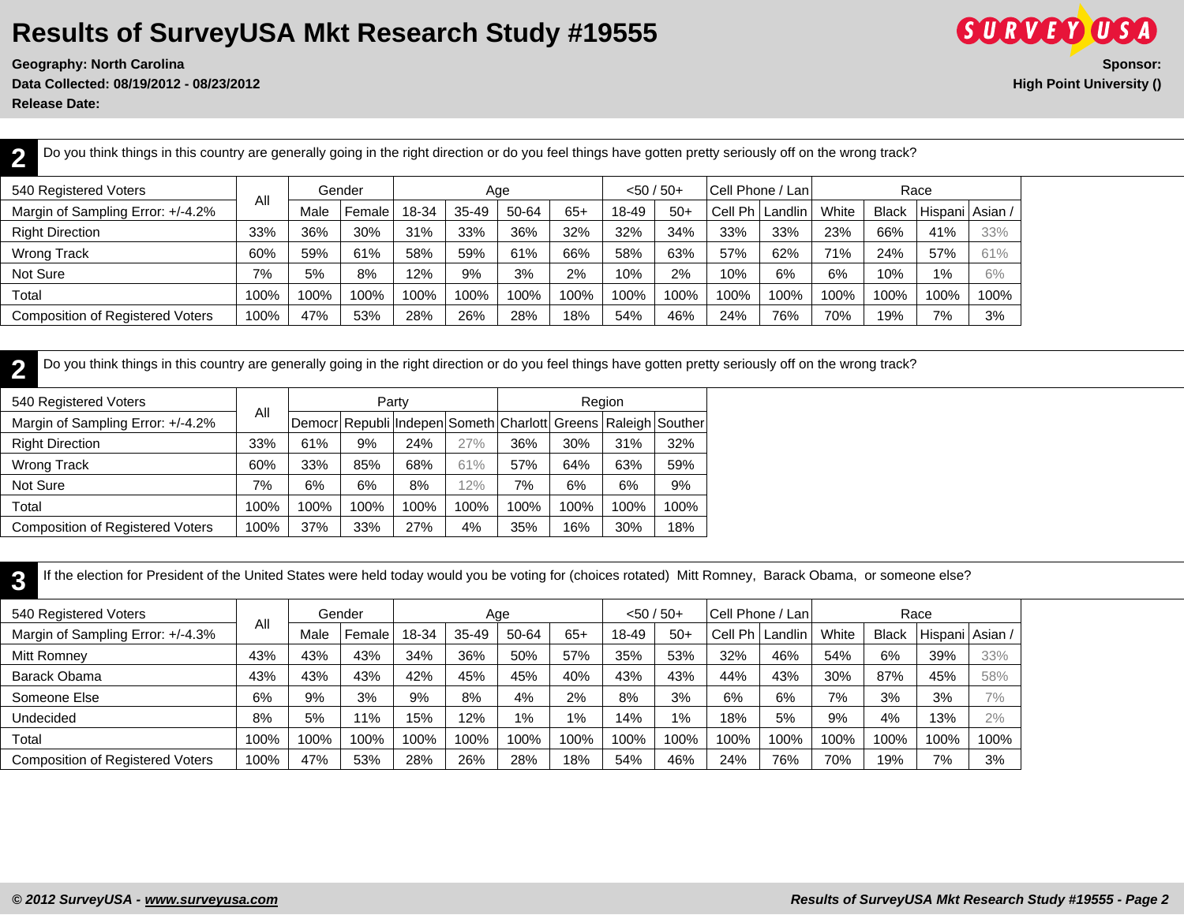# Results of SurveyUSA Mkt Research Study #19555

**Geography: North Carolina**
**Data Collected: 08/19/2012 - 08/23/2012**
**Release Date:**

**Sponsor:**
**High Point University ()**

## 2 Do you think things in this country are generally going in the right direction or do you feel things have gotten pretty seriously off on the wrong track?

| 540 Registered Voters | All | Gender | | Age | | | | <50 / 50+ | | Cell Phone / Lan | | Race | | | |
|---|---|---|---|---|---|---|---|---|---|---|---|---|---|---|---|
| Margin of Sampling Error: +/-4.2% | | Male | Female | 18-34 | 35-49 | 50-64 | 65+ | 18-49 | 50+ | Cell Ph | Landlin | White | Black | Hispani | Asian / |
| Right Direction | 33% | 36% | 30% | 31% | 33% | 36% | 32% | 32% | 34% | 33% | 33% | 23% | 66% | 41% | 33% |
| Wrong Track | 60% | 59% | 61% | 58% | 59% | 61% | 66% | 58% | 63% | 57% | 62% | 71% | 24% | 57% | 61% |
| Not Sure | 7% | 5% | 8% | 12% | 9% | 3% | 2% | 10% | 2% | 10% | 6% | 6% | 10% | 1% | 6% |
| Total | 100% | 100% | 100% | 100% | 100% | 100% | 100% | 100% | 100% | 100% | 100% | 100% | 100% | 100% | 100% |
| Composition of Registered Voters | 100% | 47% | 53% | 28% | 26% | 28% | 18% | 54% | 46% | 24% | 76% | 70% | 19% | 7% | 3% |

## 2 Do you think things in this country are generally going in the right direction or do you feel things have gotten pretty seriously off on the wrong track?

| 540 Registered Voters | All | Party | | | | Region | | | |
|---|---|---|---|---|---|---|---|---|---|
| Margin of Sampling Error: +/-4.2% | | Democr | Republi | Indepen | Someth | Charlott | Greens | Raleigh | Souther |
| Right Direction | 33% | 61% | 9% | 24% | 27% | 36% | 30% | 31% | 32% |
| Wrong Track | 60% | 33% | 85% | 68% | 61% | 57% | 64% | 63% | 59% |
| Not Sure | 7% | 6% | 6% | 8% | 12% | 7% | 6% | 6% | 9% |
| Total | 100% | 100% | 100% | 100% | 100% | 100% | 100% | 100% | 100% |
| Composition of Registered Voters | 100% | 37% | 33% | 27% | 4% | 35% | 16% | 30% | 18% |

## 3 If the election for President of the United States were held today would you be voting for (choices rotated) Mitt Romney, Barack Obama, or someone else?

| 540 Registered Voters | All | Gender | | Age | | | | <50 / 50+ | | Cell Phone / Lan | | Race | | | |
|---|---|---|---|---|---|---|---|---|---|---|---|---|---|---|---|
| Margin of Sampling Error: +/-4.3% | | Male | Female | 18-34 | 35-49 | 50-64 | 65+ | 18-49 | 50+ | Cell Ph | Landlin | White | Black | Hispani | Asian / |
| Mitt Romney | 43% | 43% | 43% | 34% | 36% | 50% | 57% | 35% | 53% | 32% | 46% | 54% | 6% | 39% | 33% |
| Barack Obama | 43% | 43% | 43% | 42% | 45% | 45% | 40% | 43% | 43% | 44% | 43% | 30% | 87% | 45% | 58% |
| Someone Else | 6% | 9% | 3% | 9% | 8% | 4% | 2% | 8% | 3% | 6% | 6% | 7% | 3% | 3% | 7% |
| Undecided | 8% | 5% | 11% | 15% | 12% | 1% | 1% | 14% | 1% | 18% | 5% | 9% | 4% | 13% | 2% |
| Total | 100% | 100% | 100% | 100% | 100% | 100% | 100% | 100% | 100% | 100% | 100% | 100% | 100% | 100% | 100% |
| Composition of Registered Voters | 100% | 47% | 53% | 28% | 26% | 28% | 18% | 54% | 46% | 24% | 76% | 70% | 19% | 7% | 3% |

*© 2012 SurveyUSA - www.surveyusa.com*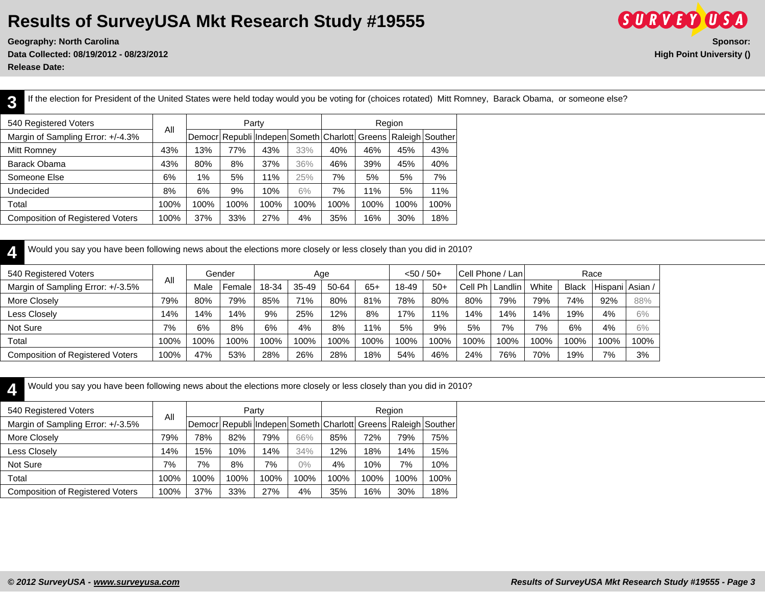# Results of SurveyUSA Mkt Research Study #19555

**Geography: North Carolina**
**Data Collected: 08/19/2012 - 08/23/2012**
**Release Date:**

**Sponsor:**
**High Point University ()**

## 3

If the election for President of the United States were held today would you be voting for (choices rotated) Mitt Romney, Barack Obama, or someone else?

| 540 Registered Voters | All | Party | | | | Region | | | |
|---|---|---|---|---|---|---|---|---|---|
| Margin of Sampling Error: +/-4.3% | | Democr | Republi | Indepen | Someth | Charlott | Greens | Raleigh | Souther |
| Mitt Romney | 43% | 13% | 77% | 43% | 33% | 40% | 46% | 45% | 43% |
| Barack Obama | 43% | 80% | 8% | 37% | 36% | 46% | 39% | 45% | 40% |
| Someone Else | 6% | 1% | 5% | 11% | 25% | 7% | 5% | 5% | 7% |
| Undecided | 8% | 6% | 9% | 10% | 6% | 7% | 11% | 5% | 11% |
| Total | 100% | 100% | 100% | 100% | 100% | 100% | 100% | 100% | 100% |
| Composition of Registered Voters | 100% | 37% | 33% | 27% | 4% | 35% | 16% | 30% | 18% |

## 4

Would you say you have been following news about the elections more closely or less closely than you did in 2010?

| 540 Registered Voters | All | Gender | | Age | | | | <50 / 50+ | | Cell Phone / Lan | | Race | | | |
|---|---|---|---|---|---|---|---|---|---|---|---|---|---|---|---|
| Margin of Sampling Error: +/-3.5% | | Male | Female | 18-34 | 35-49 | 50-64 | 65+ | 18-49 | 50+ | Cell Ph | Landlin | White | Black | Hispani | Asian / |
| More Closely | 79% | 80% | 79% | 85% | 71% | 80% | 81% | 78% | 80% | 80% | 79% | 79% | 74% | 92% | 88% |
| Less Closely | 14% | 14% | 14% | 9% | 25% | 12% | 8% | 17% | 11% | 14% | 14% | 14% | 19% | 4% | 6% |
| Not Sure | 7% | 6% | 8% | 6% | 4% | 8% | 11% | 5% | 9% | 5% | 7% | 7% | 6% | 4% | 6% |
| Total | 100% | 100% | 100% | 100% | 100% | 100% | 100% | 100% | 100% | 100% | 100% | 100% | 100% | 100% | 100% |
| Composition of Registered Voters | 100% | 47% | 53% | 28% | 26% | 28% | 18% | 54% | 46% | 24% | 76% | 70% | 19% | 7% | 3% |

## 4

Would you say you have been following news about the elections more closely or less closely than you did in 2010?

| 540 Registered Voters | All | Party | | | | Region | | | |
|---|---|---|---|---|---|---|---|---|---|
| Margin of Sampling Error: +/-3.5% | | Democr | Republi | Indepen | Someth | Charlott | Greens | Raleigh | Souther |
| More Closely | 79% | 78% | 82% | 79% | 66% | 85% | 72% | 79% | 75% |
| Less Closely | 14% | 15% | 10% | 14% | 34% | 12% | 18% | 14% | 15% |
| Not Sure | 7% | 7% | 8% | 7% | 0% | 4% | 10% | 7% | 10% |
| Total | 100% | 100% | 100% | 100% | 100% | 100% | 100% | 100% | 100% |
| Composition of Registered Voters | 100% | 37% | 33% | 27% | 4% | 35% | 16% | 30% | 18% |

*© 2012 SurveyUSA - www.surveyusa.com*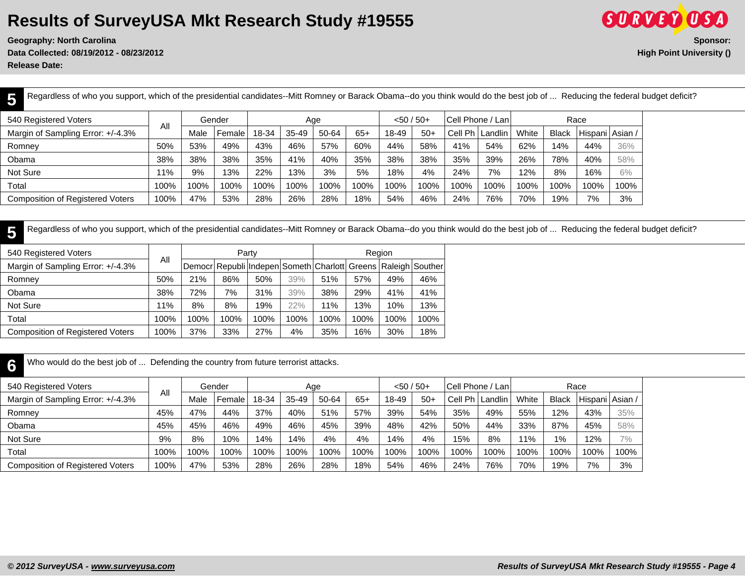# Results of SurveyUSA Mkt Research Study #19555

**Geography: North Carolina**
**Data Collected: 08/19/2012 - 08/23/2012**
**Release Date:**

**Sponsor:**
**High Point University ()**

## 5 Regardless of who you support, which of the presidential candidates--Mitt Romney or Barack Obama--do you think would do the best job of ... Reducing the federal budget deficit?

| 540 Registered Voters | All | Gender | | Age | | | | <50 / 50+ | | Cell Phone / Lan | | Race | | | |
|---|---|---|---|---|---|---|---|---|---|---|---|---|---|---|---|
| Margin of Sampling Error: +/-4.3% | | Male | Female | 18-34 | 35-49 | 50-64 | 65+ | 18-49 | 50+ | Cell Ph | Landlin | White | Black | Hispani | Asian / |
| Romney | 50% | 53% | 49% | 43% | 46% | 57% | 60% | 44% | 58% | 41% | 54% | 62% | 14% | 44% | 36% |
| Obama | 38% | 38% | 38% | 35% | 41% | 40% | 35% | 38% | 38% | 35% | 39% | 26% | 78% | 40% | 58% |
| Not Sure | 11% | 9% | 13% | 22% | 13% | 3% | 5% | 18% | 4% | 24% | 7% | 12% | 8% | 16% | 6% |
| Total | 100% | 100% | 100% | 100% | 100% | 100% | 100% | 100% | 100% | 100% | 100% | 100% | 100% | 100% | 100% |
| Composition of Registered Voters | 100% | 47% | 53% | 28% | 26% | 28% | 18% | 54% | 46% | 24% | 76% | 70% | 19% | 7% | 3% |

## 5 Regardless of who you support, which of the presidential candidates--Mitt Romney or Barack Obama--do you think would do the best job of ... Reducing the federal budget deficit?

| 540 Registered Voters | All | Party | | | | Region | | | |
|---|---|---|---|---|---|---|---|---|---|
| Margin of Sampling Error: +/-4.3% | | Democr | Republi | Indepen | Someth | Charlott | Greens | Raleigh | Souther |
| Romney | 50% | 21% | 86% | 50% | 39% | 51% | 57% | 49% | 46% |
| Obama | 38% | 72% | 7% | 31% | 39% | 38% | 29% | 41% | 41% |
| Not Sure | 11% | 8% | 8% | 19% | 22% | 11% | 13% | 10% | 13% |
| Total | 100% | 100% | 100% | 100% | 100% | 100% | 100% | 100% | 100% |
| Composition of Registered Voters | 100% | 37% | 33% | 27% | 4% | 35% | 16% | 30% | 18% |

## 6 Who would do the best job of ... Defending the country from future terrorist attacks.

| 540 Registered Voters | All | Gender | | Age | | | | <50 / 50+ | | Cell Phone / Lan | | Race | | | |
|---|---|---|---|---|---|---|---|---|---|---|---|---|---|---|---|
| Margin of Sampling Error: +/-4.3% | | Male | Female | 18-34 | 35-49 | 50-64 | 65+ | 18-49 | 50+ | Cell Ph | Landlin | White | Black | Hispani | Asian / |
| Romney | 45% | 47% | 44% | 37% | 40% | 51% | 57% | 39% | 54% | 35% | 49% | 55% | 12% | 43% | 35% |
| Obama | 45% | 45% | 46% | 49% | 46% | 45% | 39% | 48% | 42% | 50% | 44% | 33% | 87% | 45% | 58% |
| Not Sure | 9% | 8% | 10% | 14% | 14% | 4% | 4% | 14% | 4% | 15% | 8% | 11% | 1% | 12% | 7% |
| Total | 100% | 100% | 100% | 100% | 100% | 100% | 100% | 100% | 100% | 100% | 100% | 100% | 100% | 100% | 100% |
| Composition of Registered Voters | 100% | 47% | 53% | 28% | 26% | 28% | 18% | 54% | 46% | 24% | 76% | 70% | 19% | 7% | 3% |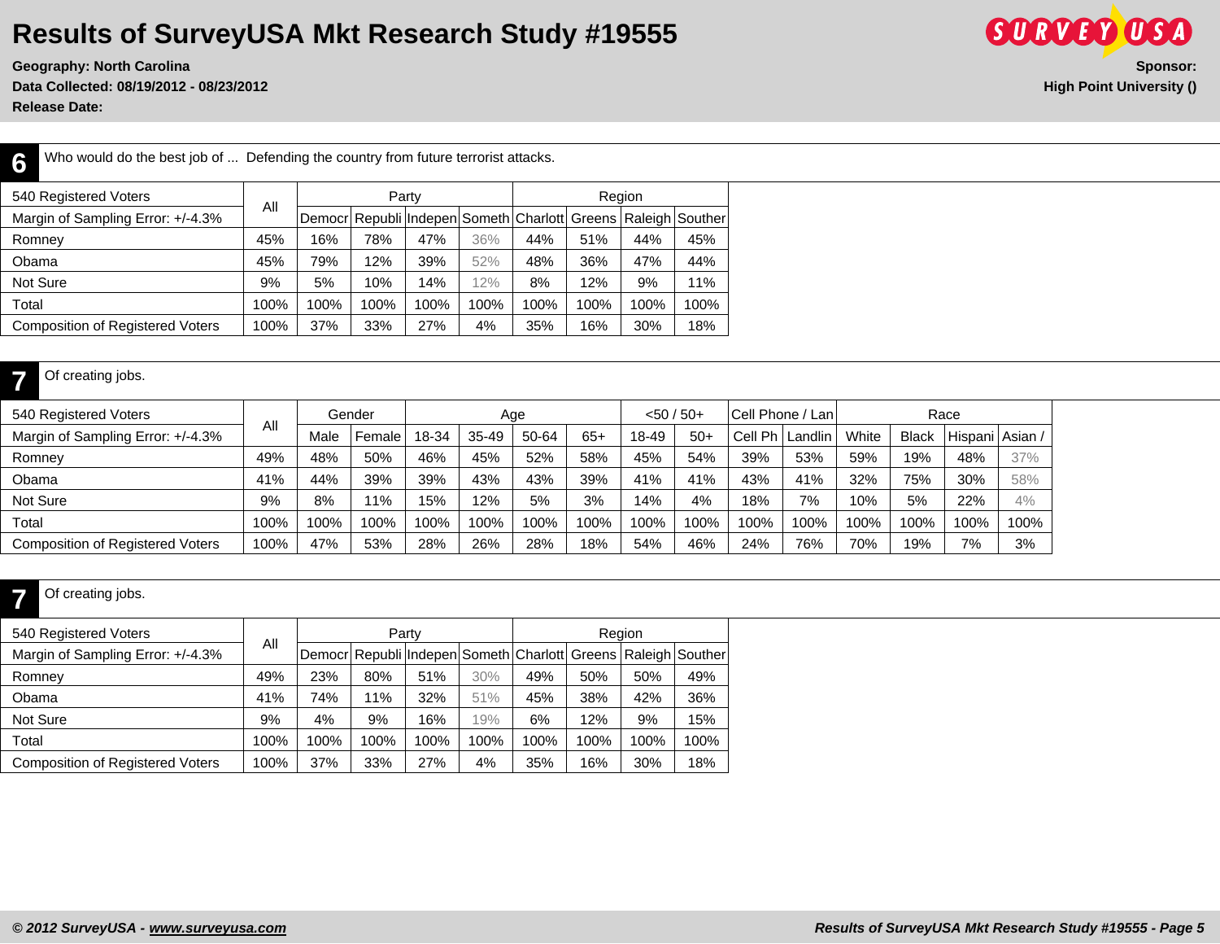# Results of SurveyUSA Mkt Research Study #19555

**Geography: North Carolina**
**Data Collected: 08/19/2012 - 08/23/2012**
**Release Date:**

**Sponsor:**
**High Point University ()**

## 6 Who would do the best job of ... Defending the country from future terrorist attacks.

| 540 Registered Voters | All | Party | | | | Region | | | |
|---|---|---|---|---|---|---|---|---|---|
| Margin of Sampling Error: +/-4.3% | | Democr | Republi | Indepen | Someth | Charlott | Greens | Raleigh | Souther |
| Romney | 45% | 16% | 78% | 47% | 36% | 44% | 51% | 44% | 45% |
| Obama | 45% | 79% | 12% | 39% | 52% | 48% | 36% | 47% | 44% |
| Not Sure | 9% | 5% | 10% | 14% | 12% | 8% | 12% | 9% | 11% |
| Total | 100% | 100% | 100% | 100% | 100% | 100% | 100% | 100% | 100% |
| Composition of Registered Voters | 100% | 37% | 33% | 27% | 4% | 35% | 16% | 30% | 18% |

## 7 Of creating jobs.

| 540 Registered Voters | All | Gender | | Age | | | | <50 / 50+ | | Cell Phone / Lan | | Race | | | |
|---|---|---|---|---|---|---|---|---|---|---|---|---|---|---|---|
| Margin of Sampling Error: +/-4.3% | | Male | Female | 18-34 | 35-49 | 50-64 | 65+ | 18-49 | 50+ | Cell Ph | Landlin | White | Black | Hispani | Asian / |
| Romney | 49% | 48% | 50% | 46% | 45% | 52% | 58% | 45% | 54% | 39% | 53% | 59% | 19% | 48% | 37% |
| Obama | 41% | 44% | 39% | 39% | 43% | 43% | 39% | 41% | 41% | 43% | 41% | 32% | 75% | 30% | 58% |
| Not Sure | 9% | 8% | 11% | 15% | 12% | 5% | 3% | 14% | 4% | 18% | 7% | 10% | 5% | 22% | 4% |
| Total | 100% | 100% | 100% | 100% | 100% | 100% | 100% | 100% | 100% | 100% | 100% | 100% | 100% | 100% | 100% |
| Composition of Registered Voters | 100% | 47% | 53% | 28% | 26% | 28% | 18% | 54% | 46% | 24% | 76% | 70% | 19% | 7% | 3% |

## 7 Of creating jobs.

| 540 Registered Voters | All | Party | | | | Region | | | |
|---|---|---|---|---|---|---|---|---|---|
| Margin of Sampling Error: +/-4.3% | | Democr | Republi | Indepen | Someth | Charlott | Greens | Raleigh | Souther |
| Romney | 49% | 23% | 80% | 51% | 30% | 49% | 50% | 50% | 49% |
| Obama | 41% | 74% | 11% | 32% | 51% | 45% | 38% | 42% | 36% |
| Not Sure | 9% | 4% | 9% | 16% | 19% | 6% | 12% | 9% | 15% |
| Total | 100% | 100% | 100% | 100% | 100% | 100% | 100% | 100% | 100% |
| Composition of Registered Voters | 100% | 37% | 33% | 27% | 4% | 35% | 16% | 30% | 18% |

*© 2012 SurveyUSA - www.surveyusa.com*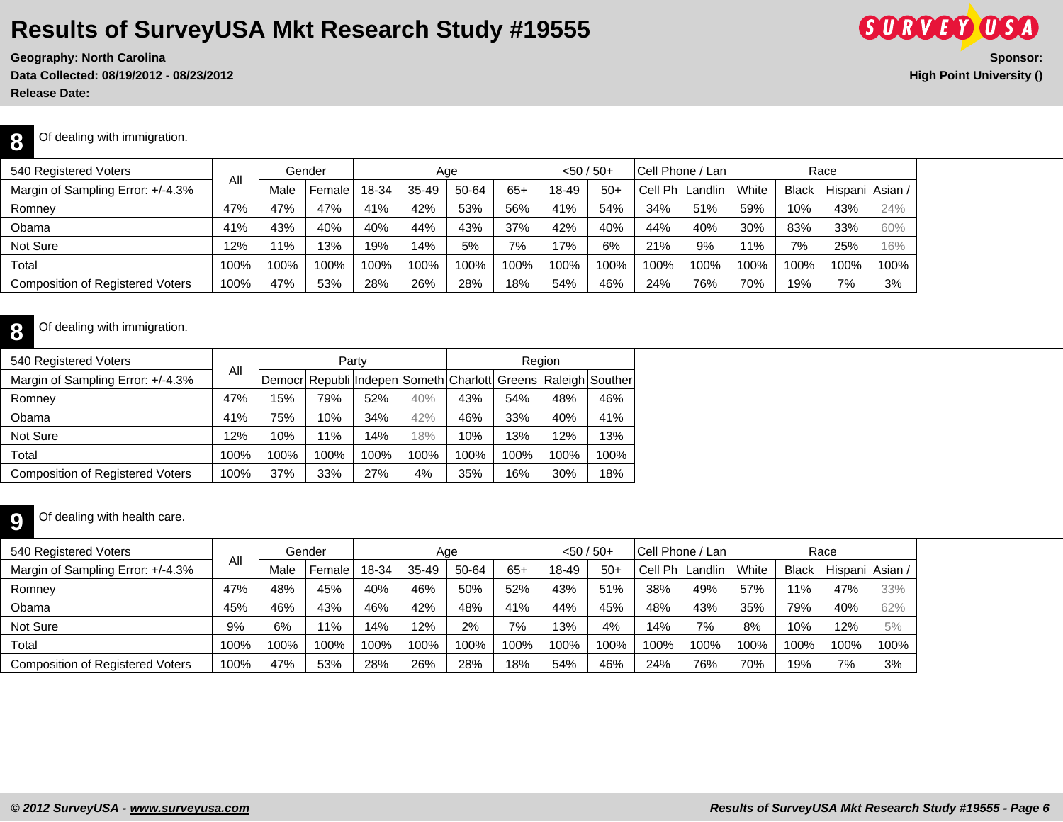# Results of SurveyUSA Mkt Research Study #19555

**Geography: North Carolina**
**Data Collected: 08/19/2012 - 08/23/2012**
**Release Date:**

**Sponsor:**
**High Point University ()**

## 8 Of dealing with immigration.

| 540 Registered Voters | All | Gender | | Age | | | | <50 / 50+ | | Cell Phone / Lan | | Race | | | |
|---|---|---|---|---|---|---|---|---|---|---|---|---|---|---|---|
| Margin of Sampling Error: +/-4.3% | | Male | Female | 18-34 | 35-49 | 50-64 | 65+ | 18-49 | 50+ | Cell Ph | Landlin | White | Black | Hispani | Asian / |
| Romney | 47% | 47% | 47% | 41% | 42% | 53% | 56% | 41% | 54% | 34% | 51% | 59% | 10% | 43% | 24% |
| Obama | 41% | 43% | 40% | 40% | 44% | 43% | 37% | 42% | 40% | 44% | 40% | 30% | 83% | 33% | 60% |
| Not Sure | 12% | 11% | 13% | 19% | 14% | 5% | 7% | 17% | 6% | 21% | 9% | 11% | 7% | 25% | 16% |
| Total | 100% | 100% | 100% | 100% | 100% | 100% | 100% | 100% | 100% | 100% | 100% | 100% | 100% | 100% | 100% |
| Composition of Registered Voters | 100% | 47% | 53% | 28% | 26% | 28% | 18% | 54% | 46% | 24% | 76% | 70% | 19% | 7% | 3% |

## 8 Of dealing with immigration.

| 540 Registered Voters | All | Party | | | | Region | | | |
|---|---|---|---|---|---|---|---|---|---|
| Margin of Sampling Error: +/-4.3% | | Democr | Republi | Indepen | Someth | Charlott | Greens | Raleigh | Souther |
| Romney | 47% | 15% | 79% | 52% | 40% | 43% | 54% | 48% | 46% |
| Obama | 41% | 75% | 10% | 34% | 42% | 46% | 33% | 40% | 41% |
| Not Sure | 12% | 10% | 11% | 14% | 18% | 10% | 13% | 12% | 13% |
| Total | 100% | 100% | 100% | 100% | 100% | 100% | 100% | 100% | 100% |
| Composition of Registered Voters | 100% | 37% | 33% | 27% | 4% | 35% | 16% | 30% | 18% |

## 9 Of dealing with health care.

| 540 Registered Voters | All | Gender | | Age | | | | <50 / 50+ | | Cell Phone / Lan | | Race | | | |
|---|---|---|---|---|---|---|---|---|---|---|---|---|---|---|---|
| Margin of Sampling Error: +/-4.3% | | Male | Female | 18-34 | 35-49 | 50-64 | 65+ | 18-49 | 50+ | Cell Ph | Landlin | White | Black | Hispani | Asian / |
| Romney | 47% | 48% | 45% | 40% | 46% | 50% | 52% | 43% | 51% | 38% | 49% | 57% | 11% | 47% | 33% |
| Obama | 45% | 46% | 43% | 46% | 42% | 48% | 41% | 44% | 45% | 48% | 43% | 35% | 79% | 40% | 62% |
| Not Sure | 9% | 6% | 11% | 14% | 12% | 2% | 7% | 13% | 4% | 14% | 7% | 8% | 10% | 12% | 5% |
| Total | 100% | 100% | 100% | 100% | 100% | 100% | 100% | 100% | 100% | 100% | 100% | 100% | 100% | 100% | 100% |
| Composition of Registered Voters | 100% | 47% | 53% | 28% | 26% | 28% | 18% | 54% | 46% | 24% | 76% | 70% | 19% | 7% | 3% |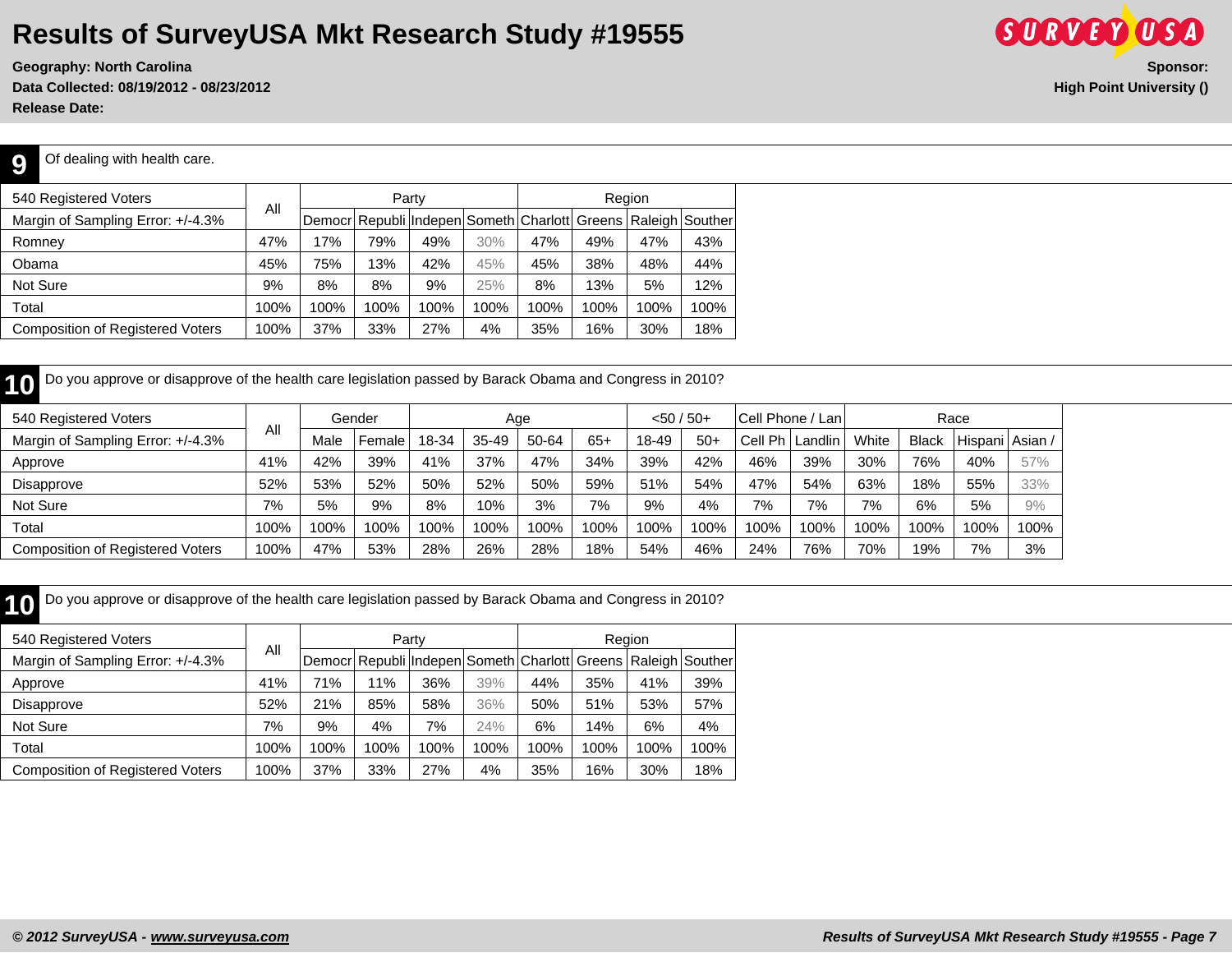# Results of SurveyUSA Mkt Research Study #19555

**Geography: North Carolina**
**Data Collected: 08/19/2012 - 08/23/2012**
**Release Date:**

**Sponsor:**
**High Point University ()**

## 9 Of dealing with health care.

| 540 Registered Voters | All | Party | | | | Region | | | |
|---|---|---|---|---|---|---|---|---|---|
| Margin of Sampling Error: +/-4.3% | | Democr | Republi | Indepen | Someth | Charlott | Greens | Raleigh | Souther |
| Romney | 47% | 17% | 79% | 49% | 30% | 47% | 49% | 47% | 43% |
| Obama | 45% | 75% | 13% | 42% | 45% | 45% | 38% | 48% | 44% |
| Not Sure | 9% | 8% | 8% | 9% | 25% | 8% | 13% | 5% | 12% |
| Total | 100% | 100% | 100% | 100% | 100% | 100% | 100% | 100% | 100% |
| Composition of Registered Voters | 100% | 37% | 33% | 27% | 4% | 35% | 16% | 30% | 18% |

## 10 Do you approve or disapprove of the health care legislation passed by Barack Obama and Congress in 2010?

| 540 Registered Voters | All | Gender | | Age | | | | <50 / 50+ | | Cell Phone / Lan | | Race | | | |
|---|---|---|---|---|---|---|---|---|---|---|---|---|---|---|---|
| Margin of Sampling Error: +/-4.3% | | Male | Female | 18-34 | 35-49 | 50-64 | 65+ | 18-49 | 50+ | Cell Ph | Landlin | White | Black | Hispani | Asian / |
| Approve | 41% | 42% | 39% | 41% | 37% | 47% | 34% | 39% | 42% | 46% | 39% | 30% | 76% | 40% | 57% |
| Disapprove | 52% | 53% | 52% | 50% | 52% | 50% | 59% | 51% | 54% | 47% | 54% | 63% | 18% | 55% | 33% |
| Not Sure | 7% | 5% | 9% | 8% | 10% | 3% | 7% | 9% | 4% | 7% | 7% | 7% | 6% | 5% | 9% |
| Total | 100% | 100% | 100% | 100% | 100% | 100% | 100% | 100% | 100% | 100% | 100% | 100% | 100% | 100% | 100% |
| Composition of Registered Voters | 100% | 47% | 53% | 28% | 26% | 28% | 18% | 54% | 46% | 24% | 76% | 70% | 19% | 7% | 3% |

## 10 Do you approve or disapprove of the health care legislation passed by Barack Obama and Congress in 2010?

| 540 Registered Voters | All | Party | | | | Region | | | |
|---|---|---|---|---|---|---|---|---|---|
| Margin of Sampling Error: +/-4.3% | | Democr | Republi | Indepen | Someth | Charlott | Greens | Raleigh | Souther |
| Approve | 41% | 71% | 11% | 36% | 39% | 44% | 35% | 41% | 39% |
| Disapprove | 52% | 21% | 85% | 58% | 36% | 50% | 51% | 53% | 57% |
| Not Sure | 7% | 9% | 4% | 7% | 24% | 6% | 14% | 6% | 4% |
| Total | 100% | 100% | 100% | 100% | 100% | 100% | 100% | 100% | 100% |
| Composition of Registered Voters | 100% | 37% | 33% | 27% | 4% | 35% | 16% | 30% | 18% |

*© 2012 SurveyUSA - www.surveyusa.com*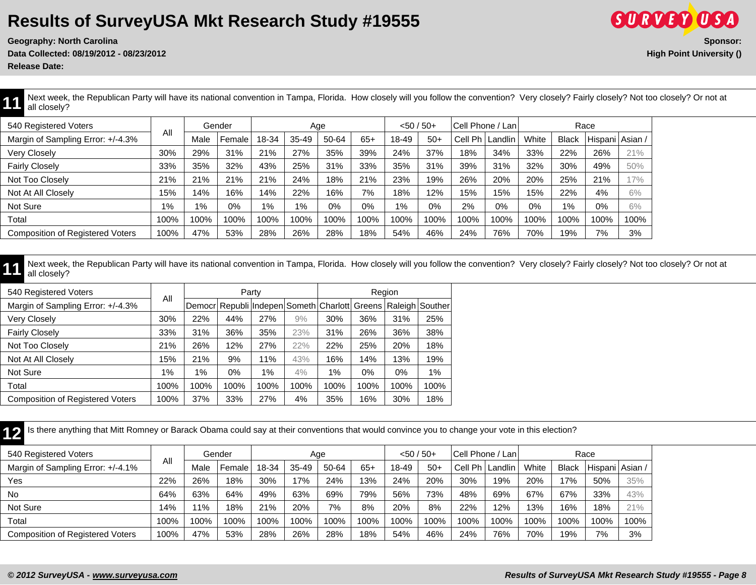# Results of SurveyUSA Mkt Research Study #19555

**Geography: North Carolina**
**Data Collected: 08/19/2012 - 08/23/2012**
**Release Date:**

**Sponsor:**
**High Point University ()**

**11** Next week, the Republican Party will have its national convention in Tampa, Florida. How closely will you follow the convention? Very closely? Fairly closely? Not too closely? Or not at all closely?

| 540 Registered Voters | All | Gender | | Age | | | | <50 / 50+ | | Cell Phone / Lan | | Race | | | |
|---|---|---|---|---|---|---|---|---|---|---|---|---|---|---|---|
| Margin of Sampling Error: +/-4.3% | | Male | Female | 18-34 | 35-49 | 50-64 | 65+ | 18-49 | 50+ | Cell Ph | Landlin | White | Black | Hispani | Asian / |
| Very Closely | 30% | 29% | 31% | 21% | 27% | 35% | 39% | 24% | 37% | 18% | 34% | 33% | 22% | 26% | 21% |
| Fairly Closely | 33% | 35% | 32% | 43% | 25% | 31% | 33% | 35% | 31% | 39% | 31% | 32% | 30% | 49% | 50% |
| Not Too Closely | 21% | 21% | 21% | 21% | 24% | 18% | 21% | 23% | 19% | 26% | 20% | 20% | 25% | 21% | 17% |
| Not At All Closely | 15% | 14% | 16% | 14% | 22% | 16% | 7% | 18% | 12% | 15% | 15% | 15% | 22% | 4% | 6% |
| Not Sure | 1% | 1% | 0% | 1% | 1% | 0% | 0% | 1% | 0% | 2% | 0% | 0% | 1% | 0% | 6% |
| Total | 100% | 100% | 100% | 100% | 100% | 100% | 100% | 100% | 100% | 100% | 100% | 100% | 100% | 100% | 100% |
| Composition of Registered Voters | 100% | 47% | 53% | 28% | 26% | 28% | 18% | 54% | 46% | 24% | 76% | 70% | 19% | 7% | 3% |

**11** Next week, the Republican Party will have its national convention in Tampa, Florida. How closely will you follow the convention? Very closely? Fairly closely? Not too closely? Or not at all closely?

| 540 Registered Voters | All | Party | | | | Region | | | |
|---|---|---|---|---|---|---|---|---|---|
| Margin of Sampling Error: +/-4.3% | | Democr | Republi | Indepen | Someth | Charlott | Greens | Raleigh | Souther |
| Very Closely | 30% | 22% | 44% | 27% | 9% | 30% | 36% | 31% | 25% |
| Fairly Closely | 33% | 31% | 36% | 35% | 23% | 31% | 26% | 36% | 38% |
| Not Too Closely | 21% | 26% | 12% | 27% | 22% | 22% | 25% | 20% | 18% |
| Not At All Closely | 15% | 21% | 9% | 11% | 43% | 16% | 14% | 13% | 19% |
| Not Sure | 1% | 1% | 0% | 1% | 4% | 1% | 0% | 0% | 1% |
| Total | 100% | 100% | 100% | 100% | 100% | 100% | 100% | 100% | 100% |
| Composition of Registered Voters | 100% | 37% | 33% | 27% | 4% | 35% | 16% | 30% | 18% |

**12** Is there anything that Mitt Romney or Barack Obama could say at their conventions that would convince you to change your vote in this election?

| 540 Registered Voters | All | Gender | | Age | | | | <50 / 50+ | | Cell Phone / Lan | | Race | | | |
|---|---|---|---|---|---|---|---|---|---|---|---|---|---|---|---|
| Margin of Sampling Error: +/-4.1% | | Male | Female | 18-34 | 35-49 | 50-64 | 65+ | 18-49 | 50+ | Cell Ph | Landlin | White | Black | Hispani | Asian / |
| Yes | 22% | 26% | 18% | 30% | 17% | 24% | 13% | 24% | 20% | 30% | 19% | 20% | 17% | 50% | 35% |
| No | 64% | 63% | 64% | 49% | 63% | 69% | 79% | 56% | 73% | 48% | 69% | 67% | 67% | 33% | 43% |
| Not Sure | 14% | 11% | 18% | 21% | 20% | 7% | 8% | 20% | 8% | 22% | 12% | 13% | 16% | 18% | 21% |
| Total | 100% | 100% | 100% | 100% | 100% | 100% | 100% | 100% | 100% | 100% | 100% | 100% | 100% | 100% | 100% |
| Composition of Registered Voters | 100% | 47% | 53% | 28% | 26% | 28% | 18% | 54% | 46% | 24% | 76% | 70% | 19% | 7% | 3% |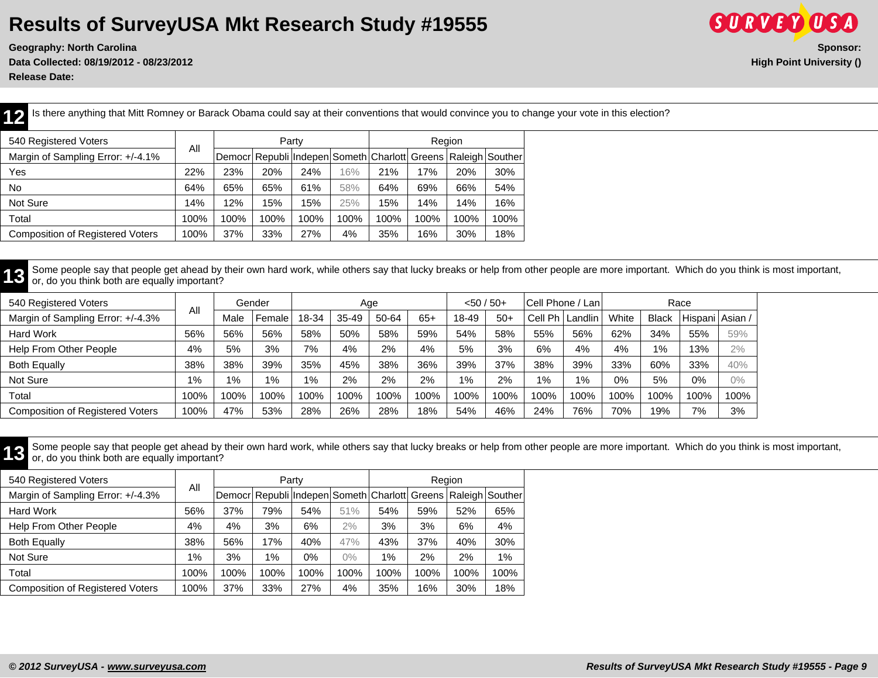# Results of SurveyUSA Mkt Research Study #19555

**Geography: North Carolina**
**Data Collected: 08/19/2012 - 08/23/2012**
**Release Date:**

**Sponsor:**
**High Point University ()**

## 12 Is there anything that Mitt Romney or Barack Obama could say at their conventions that would convince you to change your vote in this election?

| 540 Registered Voters | All | Party | | | | Region | | | |
|---|---|---|---|---|---|---|---|---|---|
| Margin of Sampling Error: +/-4.1% | | Democr | Republi | Indepen | Someth | Charlott | Greens | Raleigh | Souther |
| Yes | 22% | 23% | 20% | 24% | 16% | 21% | 17% | 20% | 30% |
| No | 64% | 65% | 65% | 61% | 58% | 64% | 69% | 66% | 54% |
| Not Sure | 14% | 12% | 15% | 15% | 25% | 15% | 14% | 14% | 16% |
| Total | 100% | 100% | 100% | 100% | 100% | 100% | 100% | 100% | 100% |
| Composition of Registered Voters | 100% | 37% | 33% | 27% | 4% | 35% | 16% | 30% | 18% |

## 13 Some people say that people get ahead by their own hard work, while others say that lucky breaks or help from other people are more important. Which do you think is most important, or, do you think both are equally important?

| 540 Registered Voters | All | Gender | | Age | | | | <50 / 50+ | | Cell Phone / Lan | | Race | | | |
|---|---|---|---|---|---|---|---|---|---|---|---|---|---|---|---|
| Margin of Sampling Error: +/-4.3% | | Male | Female | 18-34 | 35-49 | 50-64 | 65+ | 18-49 | 50+ | Cell Ph | Landlin | White | Black | Hispani | Asian / |
| Hard Work | 56% | 56% | 56% | 58% | 50% | 58% | 59% | 54% | 58% | 55% | 56% | 62% | 34% | 55% | 59% |
| Help From Other People | 4% | 5% | 3% | 7% | 4% | 2% | 4% | 5% | 3% | 6% | 4% | 4% | 1% | 13% | 2% |
| Both Equally | 38% | 38% | 39% | 35% | 45% | 38% | 36% | 39% | 37% | 38% | 39% | 33% | 60% | 33% | 40% |
| Not Sure | 1% | 1% | 1% | 1% | 2% | 2% | 2% | 1% | 2% | 1% | 1% | 0% | 5% | 0% | 0% |
| Total | 100% | 100% | 100% | 100% | 100% | 100% | 100% | 100% | 100% | 100% | 100% | 100% | 100% | 100% | 100% |
| Composition of Registered Voters | 100% | 47% | 53% | 28% | 26% | 28% | 18% | 54% | 46% | 24% | 76% | 70% | 19% | 7% | 3% |

## 13 Some people say that people get ahead by their own hard work, while others say that lucky breaks or help from other people are more important. Which do you think is most important, or, do you think both are equally important?

| 540 Registered Voters | All | Party | | | | Region | | | |
|---|---|---|---|---|---|---|---|---|---|
| Margin of Sampling Error: +/-4.3% | | Democr | Republi | Indepen | Someth | Charlott | Greens | Raleigh | Souther |
| Hard Work | 56% | 37% | 79% | 54% | 51% | 54% | 59% | 52% | 65% |
| Help From Other People | 4% | 4% | 3% | 6% | 2% | 3% | 3% | 6% | 4% |
| Both Equally | 38% | 56% | 17% | 40% | 47% | 43% | 37% | 40% | 30% |
| Not Sure | 1% | 3% | 1% | 0% | 0% | 1% | 2% | 2% | 1% |
| Total | 100% | 100% | 100% | 100% | 100% | 100% | 100% | 100% | 100% |
| Composition of Registered Voters | 100% | 37% | 33% | 27% | 4% | 35% | 16% | 30% | 18% |

*© 2012 SurveyUSA - www.surveyusa.com*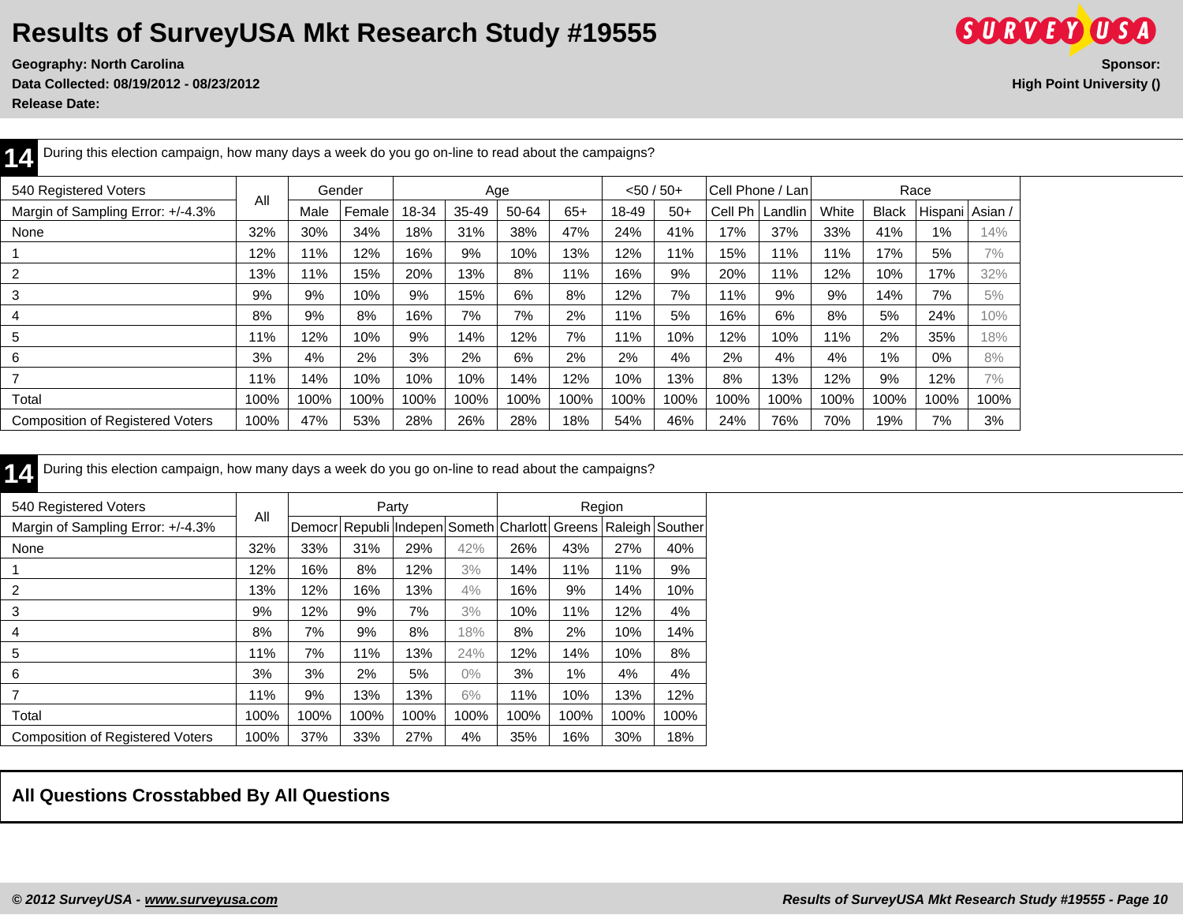# Results of SurveyUSA Mkt Research Study #19555

**Geography: North Carolina**
**Data Collected: 08/19/2012 - 08/23/2012**
**Release Date:**

**Sponsor:**
**High Point University ()**

## 14

During this election campaign, how many days a week do you go on-line to read about the campaigns?

| 540 Registered Voters | All | Gender | | Age | | | | <50 / 50+ | | Cell Phone / Lan | | Race | | | |
|---|---|---|---|---|---|---|---|---|---|---|---|---|---|---|---|
| Margin of Sampling Error: +/-4.3% | | Male | Female | 18-34 | 35-49 | 50-64 | 65+ | 18-49 | 50+ | Cell Ph | Landlin | White | Black | Hispani | Asian / |
| None | 32% | 30% | 34% | 18% | 31% | 38% | 47% | 24% | 41% | 17% | 37% | 33% | 41% | 1% | 14% |
| 1 | 12% | 11% | 12% | 16% | 9% | 10% | 13% | 12% | 11% | 15% | 11% | 11% | 17% | 5% | 7% |
| 2 | 13% | 11% | 15% | 20% | 13% | 8% | 11% | 16% | 9% | 20% | 11% | 12% | 10% | 17% | 32% |
| 3 | 9% | 9% | 10% | 9% | 15% | 6% | 8% | 12% | 7% | 11% | 9% | 9% | 14% | 7% | 5% |
| 4 | 8% | 9% | 8% | 16% | 7% | 7% | 2% | 11% | 5% | 16% | 6% | 8% | 5% | 24% | 10% |
| 5 | 11% | 12% | 10% | 9% | 14% | 12% | 7% | 11% | 10% | 12% | 10% | 11% | 2% | 35% | 18% |
| 6 | 3% | 4% | 2% | 3% | 2% | 6% | 2% | 2% | 4% | 2% | 4% | 4% | 1% | 0% | 8% |
| 7 | 11% | 14% | 10% | 10% | 10% | 14% | 12% | 10% | 13% | 8% | 13% | 12% | 9% | 12% | 7% |
| Total | 100% | 100% | 100% | 100% | 100% | 100% | 100% | 100% | 100% | 100% | 100% | 100% | 100% | 100% | 100% |
| Composition of Registered Voters | 100% | 47% | 53% | 28% | 26% | 28% | 18% | 54% | 46% | 24% | 76% | 70% | 19% | 7% | 3% |

## 14

During this election campaign, how many days a week do you go on-line to read about the campaigns?

| 540 Registered Voters | All | Party | | | | Region | | | |
|---|---|---|---|---|---|---|---|---|---|
| Margin of Sampling Error: +/-4.3% | | Democr | Republi | Indepen | Someth | Charlott | Greens | Raleigh | Souther |
| None | 32% | 33% | 31% | 29% | 42% | 26% | 43% | 27% | 40% |
| 1 | 12% | 16% | 8% | 12% | 3% | 14% | 11% | 11% | 9% |
| 2 | 13% | 12% | 16% | 13% | 4% | 16% | 9% | 14% | 10% |
| 3 | 9% | 12% | 9% | 7% | 3% | 10% | 11% | 12% | 4% |
| 4 | 8% | 7% | 9% | 8% | 18% | 8% | 2% | 10% | 14% |
| 5 | 11% | 7% | 11% | 13% | 24% | 12% | 14% | 10% | 8% |
| 6 | 3% | 3% | 2% | 5% | 0% | 3% | 1% | 4% | 4% |
| 7 | 11% | 9% | 13% | 13% | 6% | 11% | 10% | 13% | 12% |
| Total | 100% | 100% | 100% | 100% | 100% | 100% | 100% | 100% | 100% |
| Composition of Registered Voters | 100% | 37% | 33% | 27% | 4% | 35% | 16% | 30% | 18% |

## All Questions Crosstabbed By All Questions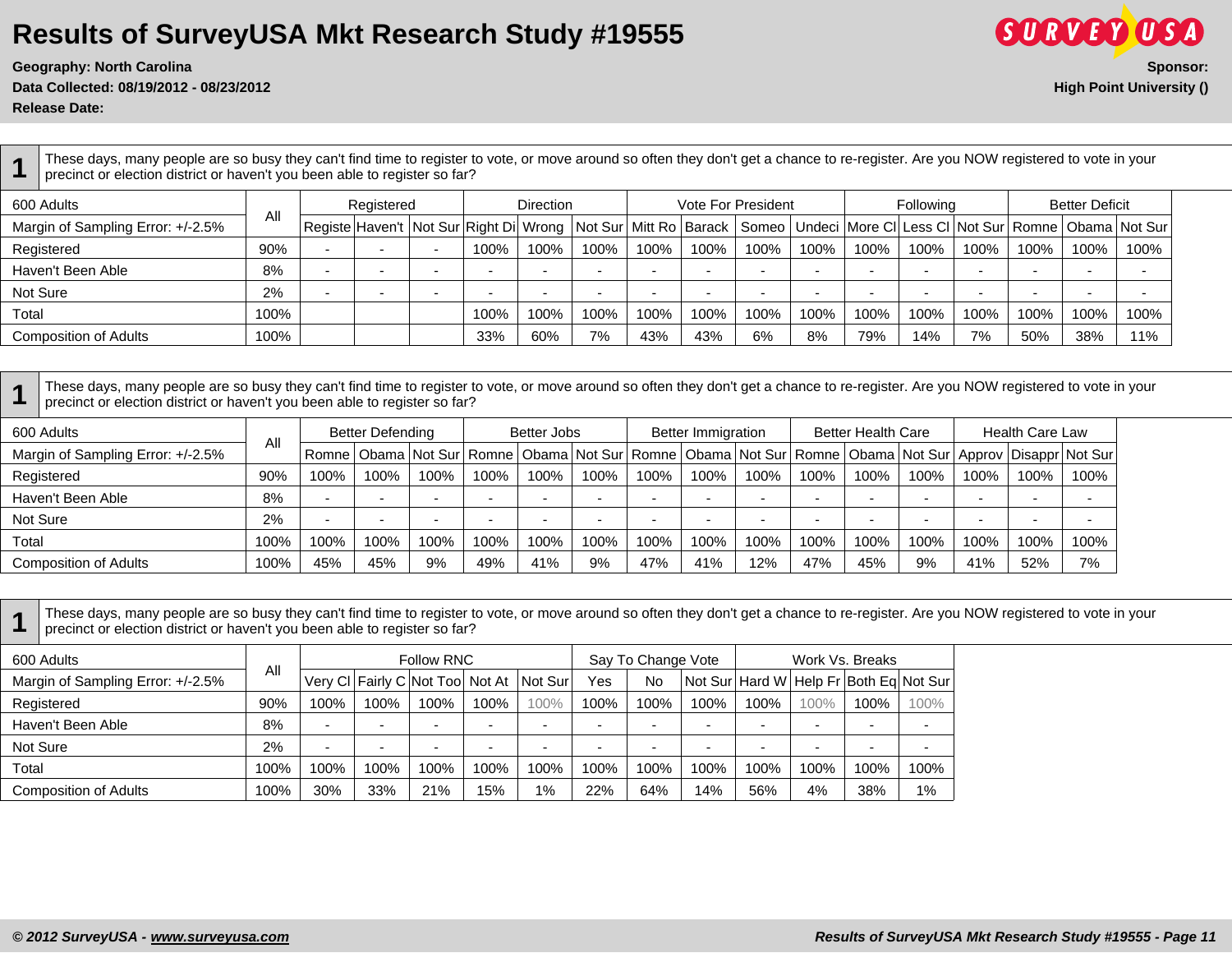# Results of SurveyUSA Mkt Research Study #19555

**Geography: North Carolina**
**Data Collected: 08/19/2012 - 08/23/2012**
**Release Date:**

**Sponsor:**
**High Point University ()**

**1** These days, many people are so busy they can't find time to register to vote, or move around so often they don't get a chance to re-register. Are you NOW registered to vote in your precinct or election district or haven't you been able to register so far?

| 600 Adults | All | Registered | | | Direction | | | Vote For President | | | | Following | | | Better Deficit | | |
|---|---|---|---|---|---|---|---|---|---|---|---|---|---|---|---|---|---|
| Margin of Sampling Error: +/-2.5% | | Registe | Haven't | Not Sur | Right Di | Wrong | Not Sur | Mitt Ro | Barack | Someo | Undeci | More Cl | Less Cl | Not Sur | Romne | Obama | Not Sur |
| Registered | 90% | - | - | - | 100% | 100% | 100% | 100% | 100% | 100% | 100% | 100% | 100% | 100% | 100% | 100% | 100% |
| Haven't Been Able | 8% | - | - | - | - | - | - | - | - | - | - | - | - | - | - | - | - |
| Not Sure | 2% | - | - | - | - | - | - | - | - | - | - | - | - | - | - | - | - |
| Total | 100% | | | | 100% | 100% | 100% | 100% | 100% | 100% | 100% | 100% | 100% | 100% | 100% | 100% | 100% |
| Composition of Adults | 100% | | | | 33% | 60% | 7% | 43% | 43% | 6% | 8% | 79% | 14% | 7% | 50% | 38% | 11% |

**1** These days, many people are so busy they can't find time to register to vote, or move around so often they don't get a chance to re-register. Are you NOW registered to vote in your precinct or election district or haven't you been able to register so far?

| 600 Adults | All | Better Defending | | | Better Jobs | | | Better Immigration | | | Better Health Care | | | Health Care Law | | |
|---|---|---|---|---|---|---|---|---|---|---|---|---|---|---|---|---|
| Margin of Sampling Error: +/-2.5% | | Romne | Obama | Not Sur | Romne | Obama | Not Sur | Romne | Obama | Not Sur | Romne | Obama | Not Sur | Approv | Disappr | Not Sur |
| Registered | 90% | 100% | 100% | 100% | 100% | 100% | 100% | 100% | 100% | 100% | 100% | 100% | 100% | 100% | 100% | 100% |
| Haven't Been Able | 8% | - | - | - | - | - | - | - | - | - | - | - | - | - | - | - |
| Not Sure | 2% | - | - | - | - | - | - | - | - | - | - | - | - | - | - | - |
| Total | 100% | 100% | 100% | 100% | 100% | 100% | 100% | 100% | 100% | 100% | 100% | 100% | 100% | 100% | 100% | 100% |
| Composition of Adults | 100% | 45% | 45% | 9% | 49% | 41% | 9% | 47% | 41% | 12% | 47% | 45% | 9% | 41% | 52% | 7% |

**1** These days, many people are so busy they can't find time to register to vote, or move around so often they don't get a chance to re-register. Are you NOW registered to vote in your precinct or election district or haven't you been able to register so far?

| 600 Adults | All | Follow RNC | | | | | Say To Change Vote | | | Work Vs. Breaks | | | |
|---|---|---|---|---|---|---|---|---|---|---|---|---|---|
| Margin of Sampling Error: +/-2.5% | | Very Cl | Fairly C | Not Too | Not At | Not Sur | Yes | No | Not Sur | Hard W | Help Fr | Both Eq | Not Sur |
| Registered | 90% | 100% | 100% | 100% | 100% | 100% | 100% | 100% | 100% | 100% | 100% | 100% | 100% |
| Haven't Been Able | 8% | - | - | - | - | - | - | - | - | - | - | - | - |
| Not Sure | 2% | - | - | - | - | - | - | - | - | - | - | - | - |
| Total | 100% | 100% | 100% | 100% | 100% | 100% | 100% | 100% | 100% | 100% | 100% | 100% | 100% |
| Composition of Adults | 100% | 30% | 33% | 21% | 15% | 1% | 22% | 64% | 14% | 56% | 4% | 38% | 1% |

*© 2012 SurveyUSA - www.surveyusa.com*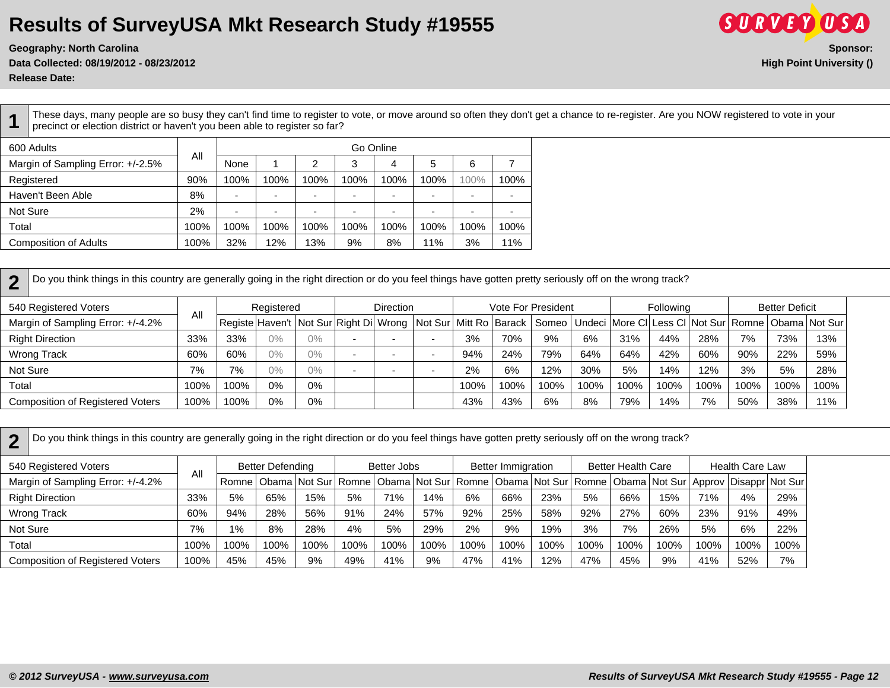# Results of SurveyUSA Mkt Research Study #19555

**Geography: North Carolina**
**Data Collected: 08/19/2012 - 08/23/2012**
**Release Date:**

**Sponsor:**
**High Point University ()**

## 1

These days, many people are so busy they can't find time to register to vote, or move around so often they don't get a chance to re-register. Are you NOW registered to vote in your precinct or election district or haven't you been able to register so far?

| 600 Adults | All | Go Online | | | | | | | |
|---|---|---|---|---|---|---|---|---|---|
| Margin of Sampling Error: +/-2.5% | | None | 1 | 2 | 3 | 4 | 5 | 6 | 7 |
| Registered | 90% | 100% | 100% | 100% | 100% | 100% | 100% | 100% | 100% |
| Haven't Been Able | 8% | - | - | - | - | - | - | - | - |
| Not Sure | 2% | - | - | - | - | - | - | - | - |
| Total | 100% | 100% | 100% | 100% | 100% | 100% | 100% | 100% | 100% |
| Composition of Adults | 100% | 32% | 12% | 13% | 9% | 8% | 11% | 3% | 11% |

## 2

Do you think things in this country are generally going in the right direction or do you feel things have gotten pretty seriously off on the wrong track?

| 540 Registered Voters | All | Registered | | | Direction | | | Vote For President | | | | Following | | | Better Deficit | | |
|---|---|---|---|---|---|---|---|---|---|---|---|---|---|---|---|---|---|
| Margin of Sampling Error: +/-4.2% | | Registe | Haven't | Not Sur | Right Di | Wrong | Not Sur | Mitt Ro | Barack | Someo | Undeci | More Cl | Less Cl | Not Sur | Romne | Obama | Not Sur |
| Right Direction | 33% | 33% | 0% | 0% | - | - | - | 3% | 70% | 9% | 6% | 31% | 44% | 28% | 7% | 73% | 13% |
| Wrong Track | 60% | 60% | 0% | 0% | - | - | - | 94% | 24% | 79% | 64% | 64% | 42% | 60% | 90% | 22% | 59% |
| Not Sure | 7% | 7% | 0% | 0% | - | - | - | 2% | 6% | 12% | 30% | 5% | 14% | 12% | 3% | 5% | 28% |
| Total | 100% | 100% | 0% | 0% | | | | 100% | 100% | 100% | 100% | 100% | 100% | 100% | 100% | 100% | 100% |
| Composition of Registered Voters | 100% | 100% | 0% | 0% | | | | 43% | 43% | 6% | 8% | 79% | 14% | 7% | 50% | 38% | 11% |

## 2

Do you think things in this country are generally going in the right direction or do you feel things have gotten pretty seriously off on the wrong track?

| 540 Registered Voters | All | Better Defending | | | Better Jobs | | | Better Immigration | | | Better Health Care | | | Health Care Law | | |
|---|---|---|---|---|---|---|---|---|---|---|---|---|---|---|---|---|
| Margin of Sampling Error: +/-4.2% | | Romne | Obama | Not Sur | Romne | Obama | Not Sur | Romne | Obama | Not Sur | Romne | Obama | Not Sur | Approv | Disappr | Not Sur |
| Right Direction | 33% | 5% | 65% | 15% | 5% | 71% | 14% | 6% | 66% | 23% | 5% | 66% | 15% | 71% | 4% | 29% |
| Wrong Track | 60% | 94% | 28% | 56% | 91% | 24% | 57% | 92% | 25% | 58% | 92% | 27% | 60% | 23% | 91% | 49% |
| Not Sure | 7% | 1% | 8% | 28% | 4% | 5% | 29% | 2% | 9% | 19% | 3% | 7% | 26% | 5% | 6% | 22% |
| Total | 100% | 100% | 100% | 100% | 100% | 100% | 100% | 100% | 100% | 100% | 100% | 100% | 100% | 100% | 100% | 100% |
| Composition of Registered Voters | 100% | 45% | 45% | 9% | 49% | 41% | 9% | 47% | 41% | 12% | 47% | 45% | 9% | 41% | 52% | 7% |

*© 2012 SurveyUSA - www.surveyusa.com*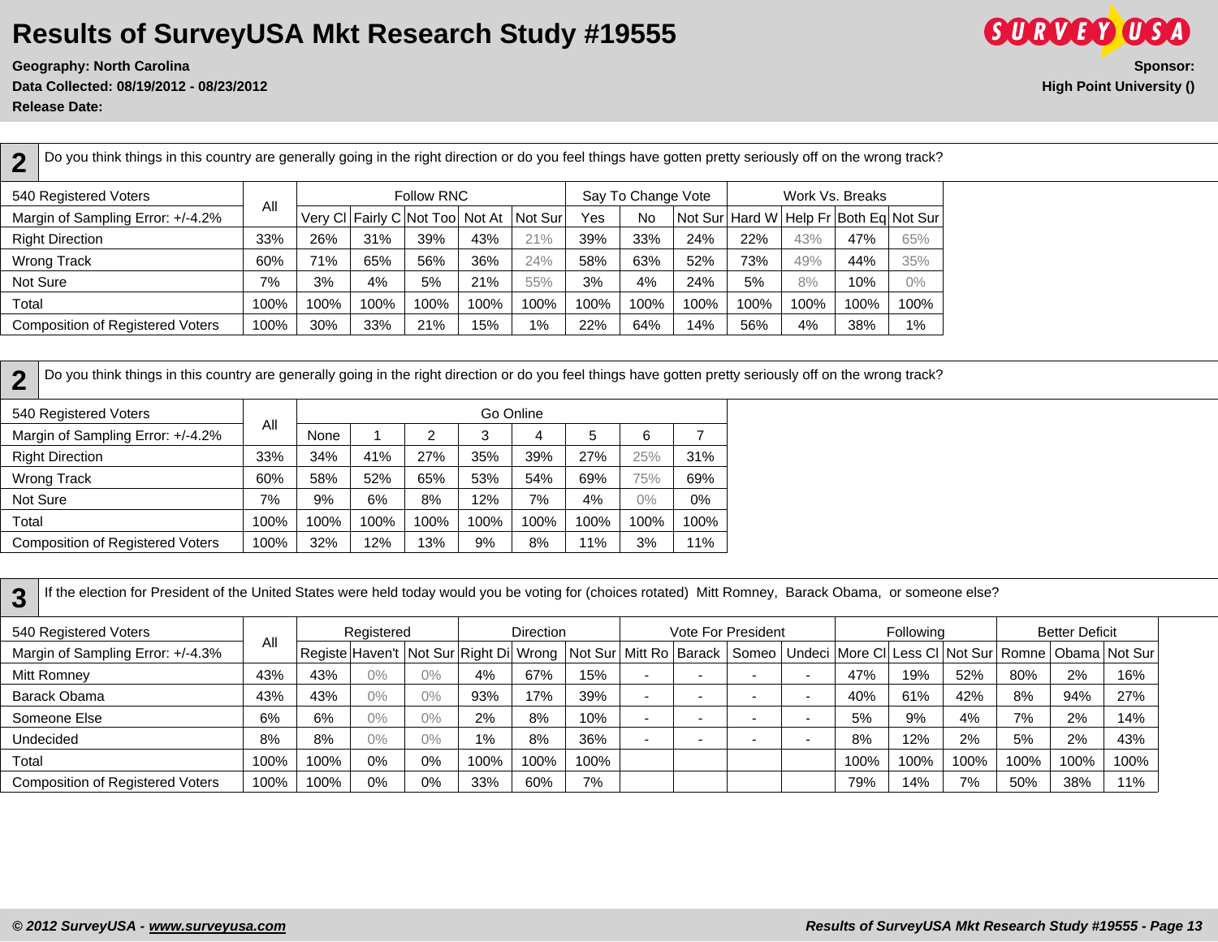# Results of SurveyUSA Mkt Research Study #19555

**Geography: North Carolina**
**Data Collected: 08/19/2012 - 08/23/2012**
**Release Date:**

**Sponsor:**
**High Point University ()**

## 2

Do you think things in this country are generally going in the right direction or do you feel things have gotten pretty seriously off on the wrong track?

| 540 Registered Voters | All | Follow RNC | | | | | Say To Change Vote | | | Work Vs. Breaks | | | |
|---|---|---|---|---|---|---|---|---|---|---|---|---|---|
| Margin of Sampling Error: +/-4.2% | | Very Cl | Fairly C | Not Too | Not At | Not Sur | Yes | No | Not Sur | Hard W | Help Fr | Both Eq | Not Sur |
| Right Direction | 33% | 26% | 31% | 39% | 43% | 21% | 39% | 33% | 24% | 22% | 43% | 47% | 65% |
| Wrong Track | 60% | 71% | 65% | 56% | 36% | 24% | 58% | 63% | 52% | 73% | 49% | 44% | 35% |
| Not Sure | 7% | 3% | 4% | 5% | 21% | 55% | 3% | 4% | 24% | 5% | 8% | 10% | 0% |
| Total | 100% | 100% | 100% | 100% | 100% | 100% | 100% | 100% | 100% | 100% | 100% | 100% | 100% |
| Composition of Registered Voters | 100% | 30% | 33% | 21% | 15% | 1% | 22% | 64% | 14% | 56% | 4% | 38% | 1% |

## 2

Do you think things in this country are generally going in the right direction or do you feel things have gotten pretty seriously off on the wrong track?

| 540 Registered Voters | All | Go Online | | | | | | | |
|---|---|---|---|---|---|---|---|---|---|
| Margin of Sampling Error: +/-4.2% | | None | 1 | 2 | 3 | 4 | 5 | 6 | 7 |
| Right Direction | 33% | 34% | 41% | 27% | 35% | 39% | 27% | 25% | 31% |
| Wrong Track | 60% | 58% | 52% | 65% | 53% | 54% | 69% | 75% | 69% |
| Not Sure | 7% | 9% | 6% | 8% | 12% | 7% | 4% | 0% | 0% |
| Total | 100% | 100% | 100% | 100% | 100% | 100% | 100% | 100% | 100% |
| Composition of Registered Voters | 100% | 32% | 12% | 13% | 9% | 8% | 11% | 3% | 11% |

## 3

If the election for President of the United States were held today would you be voting for (choices rotated) Mitt Romney, Barack Obama, or someone else?

| 540 Registered Voters | All | Registered | | | Direction | | | Vote For President | | | | Following | | | Better Deficit | | |
|---|---|---|---|---|---|---|---|---|---|---|---|---|---|---|---|---|---|
| Margin of Sampling Error: +/-4.3% | | Registe | Haven't | Not Sur | Right Di | Wrong | Not Sur | Mitt Ro | Barack | Someo | Undeci | More Cl | Less Cl | Not Sur | Romne | Obama | Not Sur |
| Mitt Romney | 43% | 43% | 0% | 0% | 4% | 67% | 15% | - | - | - | - | 47% | 19% | 52% | 80% | 2% | 16% |
| Barack Obama | 43% | 43% | 0% | 0% | 93% | 17% | 39% | - | - | - | - | 40% | 61% | 42% | 8% | 94% | 27% |
| Someone Else | 6% | 6% | 0% | 0% | 2% | 8% | 10% | - | - | - | - | 5% | 9% | 4% | 7% | 2% | 14% |
| Undecided | 8% | 8% | 0% | 0% | 1% | 8% | 36% | - | - | - | - | 8% | 12% | 2% | 5% | 2% | 43% |
| Total | 100% | 100% | 0% | 0% | 100% | 100% | 100% | | | | | 100% | 100% | 100% | 100% | 100% | 100% |
| Composition of Registered Voters | 100% | 100% | 0% | 0% | 33% | 60% | 7% | | | | | 79% | 14% | 7% | 50% | 38% | 11% |

© 2012 SurveyUSA - www.surveyusa.com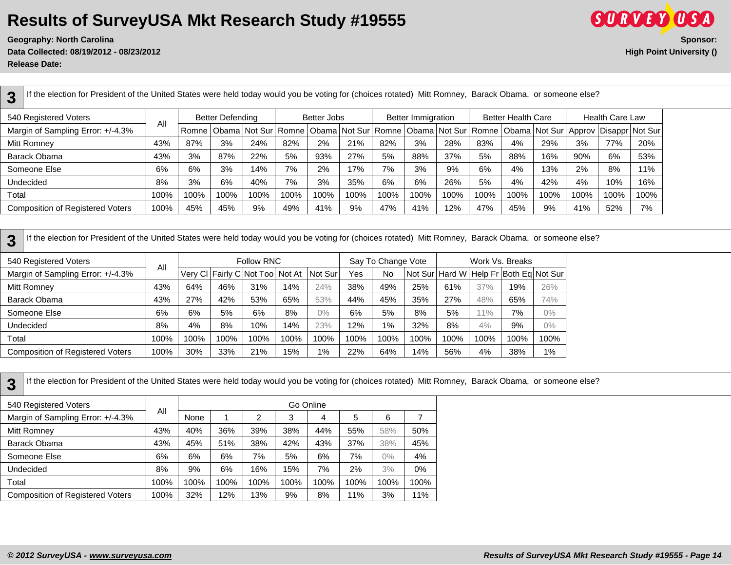# Results of SurveyUSA Mkt Research Study #19555

**Geography: North Carolina**
**Data Collected: 08/19/2012 - 08/23/2012**
**Release Date:**

**Sponsor:**
**High Point University ()**

## 3

If the election for President of the United States were held today would you be voting for (choices rotated) Mitt Romney, Barack Obama, or someone else?

| 540 Registered Voters | All | Better Defending | | | Better Jobs | | | Better Immigration | | | Better Health Care | | | Health Care Law | | |
|---|---|---|---|---|---|---|---|---|---|---|---|---|---|---|---|---|
| Margin of Sampling Error: +/-4.3% | | Romne | Obama | Not Sur | Romne | Obama | Not Sur | Romne | Obama | Not Sur | Romne | Obama | Not Sur | Approv | Disappr | Not Sur |
| Mitt Romney | 43% | 87% | 3% | 24% | 82% | 2% | 21% | 82% | 3% | 28% | 83% | 4% | 29% | 3% | 77% | 20% |
| Barack Obama | 43% | 3% | 87% | 22% | 5% | 93% | 27% | 5% | 88% | 37% | 5% | 88% | 16% | 90% | 6% | 53% |
| Someone Else | 6% | 6% | 3% | 14% | 7% | 2% | 17% | 7% | 3% | 9% | 6% | 4% | 13% | 2% | 8% | 11% |
| Undecided | 8% | 3% | 6% | 40% | 7% | 3% | 35% | 6% | 6% | 26% | 5% | 4% | 42% | 4% | 10% | 16% |
| Total | 100% | 100% | 100% | 100% | 100% | 100% | 100% | 100% | 100% | 100% | 100% | 100% | 100% | 100% | 100% | 100% |
| Composition of Registered Voters | 100% | 45% | 45% | 9% | 49% | 41% | 9% | 47% | 41% | 12% | 47% | 45% | 9% | 41% | 52% | 7% |

## 3

If the election for President of the United States were held today would you be voting for (choices rotated) Mitt Romney, Barack Obama, or someone else?

| 540 Registered Voters | All | Follow RNC | | | | | Say To Change Vote | | | Work Vs. Breaks | | | |
|---|---|---|---|---|---|---|---|---|---|---|---|---|---|
| Margin of Sampling Error: +/-4.3% | | Very Cl | Fairly C | Not Too | Not At | Not Sur | Yes | No | Not Sur | Hard W | Help Fr | Both Eq | Not Sur |
| Mitt Romney | 43% | 64% | 46% | 31% | 14% | 24% | 38% | 49% | 25% | 61% | 37% | 19% | 26% |
| Barack Obama | 43% | 27% | 42% | 53% | 65% | 53% | 44% | 45% | 35% | 27% | 48% | 65% | 74% |
| Someone Else | 6% | 6% | 5% | 6% | 8% | 0% | 6% | 5% | 8% | 5% | 11% | 7% | 0% |
| Undecided | 8% | 4% | 8% | 10% | 14% | 23% | 12% | 1% | 32% | 8% | 4% | 9% | 0% |
| Total | 100% | 100% | 100% | 100% | 100% | 100% | 100% | 100% | 100% | 100% | 100% | 100% | 100% |
| Composition of Registered Voters | 100% | 30% | 33% | 21% | 15% | 1% | 22% | 64% | 14% | 56% | 4% | 38% | 1% |

## 3

If the election for President of the United States were held today would you be voting for (choices rotated) Mitt Romney, Barack Obama, or someone else?

| 540 Registered Voters | All | Go Online | | | | | | | |
|---|---|---|---|---|---|---|---|---|---|
| Margin of Sampling Error: +/-4.3% | | None | 1 | 2 | 3 | 4 | 5 | 6 | 7 |
| Mitt Romney | 43% | 40% | 36% | 39% | 38% | 44% | 55% | 58% | 50% |
| Barack Obama | 43% | 45% | 51% | 38% | 42% | 43% | 37% | 38% | 45% |
| Someone Else | 6% | 6% | 6% | 7% | 5% | 6% | 7% | 0% | 4% |
| Undecided | 8% | 9% | 6% | 16% | 15% | 7% | 2% | 3% | 0% |
| Total | 100% | 100% | 100% | 100% | 100% | 100% | 100% | 100% | 100% |
| Composition of Registered Voters | 100% | 32% | 12% | 13% | 9% | 8% | 11% | 3% | 11% |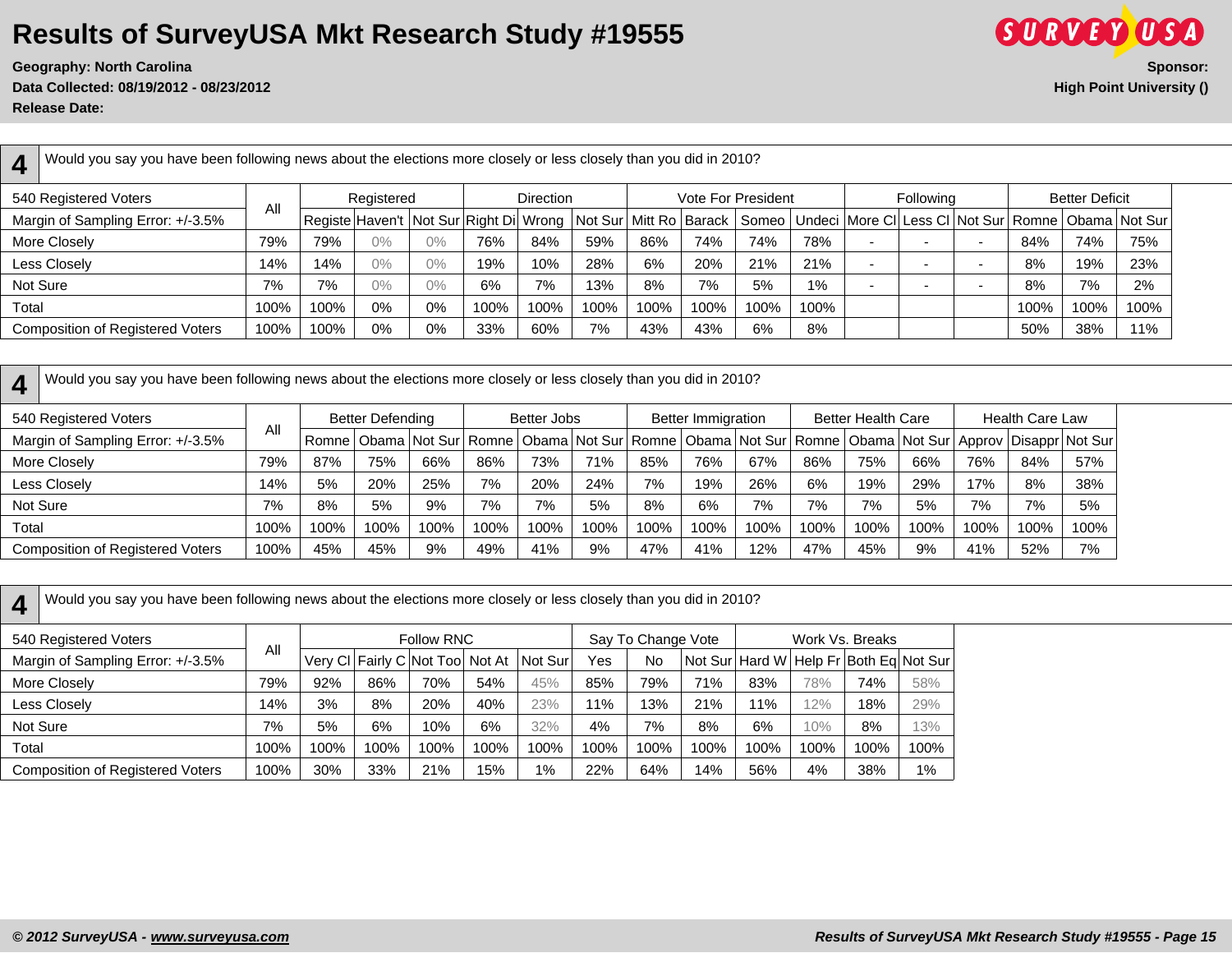# Results of SurveyUSA Mkt Research Study #19555

**Geography: North Carolina**
**Data Collected: 08/19/2012 - 08/23/2012**
**Release Date:**

**Sponsor:**
**High Point University ()**

## 4

Would you say you have been following news about the elections more closely or less closely than you did in 2010?

| 540 Registered Voters | All | Registered | | | Direction | | | Vote For President | | | | Following | | | Better Deficit | | |
|---|---|---|---|---|---|---|---|---|---|---|---|---|---|---|---|---|---|
| Margin of Sampling Error: +/-3.5% | | Registe | Haven't | Not Sur | Right Di | Wrong | Not Sur | Mitt Ro | Barack | Someo | Undeci | More Cl | Less Cl | Not Sur | Romne | Obama | Not Sur |
| More Closely | 79% | 79% | 0% | 0% | 76% | 84% | 59% | 86% | 74% | 74% | 78% | - | - | - | 84% | 74% | 75% |
| Less Closely | 14% | 14% | 0% | 0% | 19% | 10% | 28% | 6% | 20% | 21% | 21% | - | - | - | 8% | 19% | 23% |
| Not Sure | 7% | 7% | 0% | 0% | 6% | 7% | 13% | 8% | 7% | 5% | 1% | - | - | - | 8% | 7% | 2% |
| Total | 100% | 100% | 0% | 0% | 100% | 100% | 100% | 100% | 100% | 100% | 100% | | | | 100% | 100% | 100% |
| Composition of Registered Voters | 100% | 100% | 0% | 0% | 33% | 60% | 7% | 43% | 43% | 6% | 8% | | | | 50% | 38% | 11% |

## 4

Would you say you have been following news about the elections more closely or less closely than you did in 2010?

| 540 Registered Voters | All | Better Defending | | | Better Jobs | | | Better Immigration | | | Better Health Care | | | Health Care Law | | |
|---|---|---|---|---|---|---|---|---|---|---|---|---|---|---|---|---|
| Margin of Sampling Error: +/-3.5% | | Romne | Obama | Not Sur | Romne | Obama | Not Sur | Romne | Obama | Not Sur | Romne | Obama | Not Sur | Approv | Disappr | Not Sur |
| More Closely | 79% | 87% | 75% | 66% | 86% | 73% | 71% | 85% | 76% | 67% | 86% | 75% | 66% | 76% | 84% | 57% |
| Less Closely | 14% | 5% | 20% | 25% | 7% | 20% | 24% | 7% | 19% | 26% | 6% | 19% | 29% | 17% | 8% | 38% |
| Not Sure | 7% | 8% | 5% | 9% | 7% | 7% | 5% | 8% | 6% | 7% | 7% | 7% | 5% | 7% | 7% | 5% |
| Total | 100% | 100% | 100% | 100% | 100% | 100% | 100% | 100% | 100% | 100% | 100% | 100% | 100% | 100% | 100% | 100% |
| Composition of Registered Voters | 100% | 45% | 45% | 9% | 49% | 41% | 9% | 47% | 41% | 12% | 47% | 45% | 9% | 41% | 52% | 7% |

## 4

Would you say you have been following news about the elections more closely or less closely than you did in 2010?

| 540 Registered Voters | All | Follow RNC | | | | | Say To Change Vote | | | Work Vs. Breaks | | | |
|---|---|---|---|---|---|---|---|---|---|---|---|---|---|
| Margin of Sampling Error: +/-3.5% | | Very Cl | Fairly C | Not Too | Not At | Not Sur | Yes | No | Not Sur | Hard W | Help Fr | Both Eq | Not Sur |
| More Closely | 79% | 92% | 86% | 70% | 54% | 45% | 85% | 79% | 71% | 83% | 78% | 74% | 58% |
| Less Closely | 14% | 3% | 8% | 20% | 40% | 23% | 11% | 13% | 21% | 11% | 12% | 18% | 29% |
| Not Sure | 7% | 5% | 6% | 10% | 6% | 32% | 4% | 7% | 8% | 6% | 10% | 8% | 13% |
| Total | 100% | 100% | 100% | 100% | 100% | 100% | 100% | 100% | 100% | 100% | 100% | 100% | 100% |
| Composition of Registered Voters | 100% | 30% | 33% | 21% | 15% | 1% | 22% | 64% | 14% | 56% | 4% | 38% | 1% |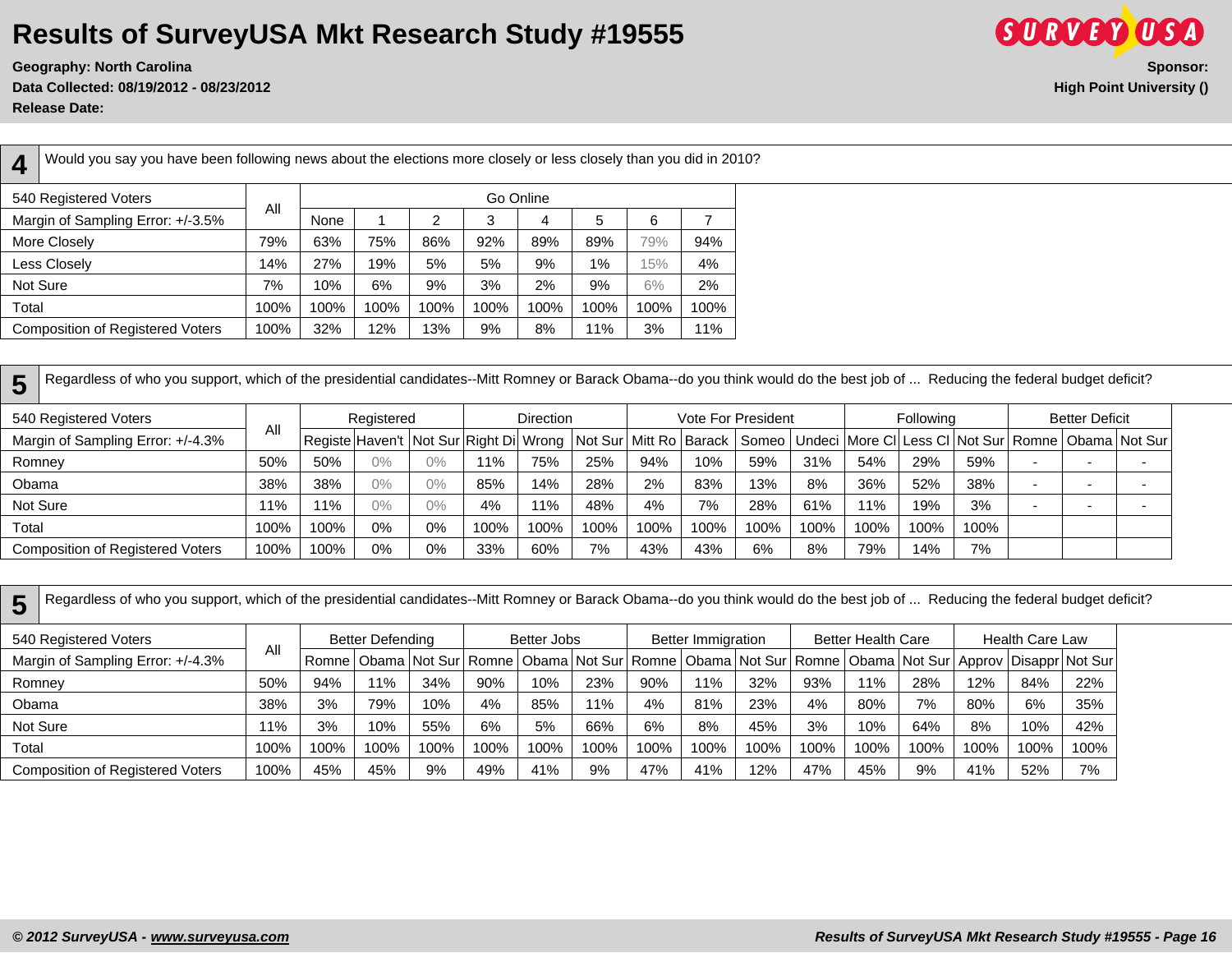# Results of SurveyUSA Mkt Research Study #19555

**Geography: North Carolina**
**Data Collected: 08/19/2012 - 08/23/2012**
**Release Date:**

**Sponsor:**
**High Point University ()**

## 4

Would you say you have been following news about the elections more closely or less closely than you did in 2010?

| 540 Registered Voters | All | Go Online | | | | | | | |
|---|---|---|---|---|---|---|---|---|---|
| Margin of Sampling Error: +/-3.5% | | None | 1 | 2 | 3 | 4 | 5 | 6 | 7 |
| More Closely | 79% | 63% | 75% | 86% | 92% | 89% | 89% | 79% | 94% |
| Less Closely | 14% | 27% | 19% | 5% | 5% | 9% | 1% | 15% | 4% |
| Not Sure | 7% | 10% | 6% | 9% | 3% | 2% | 9% | 6% | 2% |
| Total | 100% | 100% | 100% | 100% | 100% | 100% | 100% | 100% | 100% |
| Composition of Registered Voters | 100% | 32% | 12% | 13% | 9% | 8% | 11% | 3% | 11% |

## 5

Regardless of who you support, which of the presidential candidates--Mitt Romney or Barack Obama--do you think would do the best job of ... Reducing the federal budget deficit?

| 540 Registered Voters | All | Registered | | | Direction | | | Vote For President | | | | Following | | | Better Deficit | | |
|---|---|---|---|---|---|---|---|---|---|---|---|---|---|---|---|---|---|
| Margin of Sampling Error: +/-4.3% | | Registe | Haven't | Not Sur | Right Di | Wrong | Not Sur | Mitt Ro | Barack | Someo | Undeci | More Cl | Less Cl | Not Sur | Romne | Obama | Not Sur |
| Romney | 50% | 50% | 0% | 0% | 11% | 75% | 25% | 94% | 10% | 59% | 31% | 54% | 29% | 59% | - | - | - |
| Obama | 38% | 38% | 0% | 0% | 85% | 14% | 28% | 2% | 83% | 13% | 8% | 36% | 52% | 38% | - | - | - |
| Not Sure | 11% | 11% | 0% | 0% | 4% | 11% | 48% | 4% | 7% | 28% | 61% | 11% | 19% | 3% | - | - | - |
| Total | 100% | 100% | 0% | 0% | 100% | 100% | 100% | 100% | 100% | 100% | 100% | 100% | 100% | 100% | | | |
| Composition of Registered Voters | 100% | 100% | 0% | 0% | 33% | 60% | 7% | 43% | 43% | 6% | 8% | 79% | 14% | 7% | | | |

## 5

Regardless of who you support, which of the presidential candidates--Mitt Romney or Barack Obama--do you think would do the best job of ... Reducing the federal budget deficit?

| 540 Registered Voters | All | Better Defending | | | Better Jobs | | | Better Immigration | | | Better Health Care | | | Health Care Law | | |
|---|---|---|---|---|---|---|---|---|---|---|---|---|---|---|---|---|
| Margin of Sampling Error: +/-4.3% | | Romne | Obama | Not Sur | Romne | Obama | Not Sur | Romne | Obama | Not Sur | Romne | Obama | Not Sur | Approv | Disappr | Not Sur |
| Romney | 50% | 94% | 11% | 34% | 90% | 10% | 23% | 90% | 11% | 32% | 93% | 11% | 28% | 12% | 84% | 22% |
| Obama | 38% | 3% | 79% | 10% | 4% | 85% | 11% | 4% | 81% | 23% | 4% | 80% | 7% | 80% | 6% | 35% |
| Not Sure | 11% | 3% | 10% | 55% | 6% | 5% | 66% | 6% | 8% | 45% | 3% | 10% | 64% | 8% | 10% | 42% |
| Total | 100% | 100% | 100% | 100% | 100% | 100% | 100% | 100% | 100% | 100% | 100% | 100% | 100% | 100% | 100% | 100% |
| Composition of Registered Voters | 100% | 45% | 45% | 9% | 49% | 41% | 9% | 47% | 41% | 12% | 47% | 45% | 9% | 41% | 52% | 7% |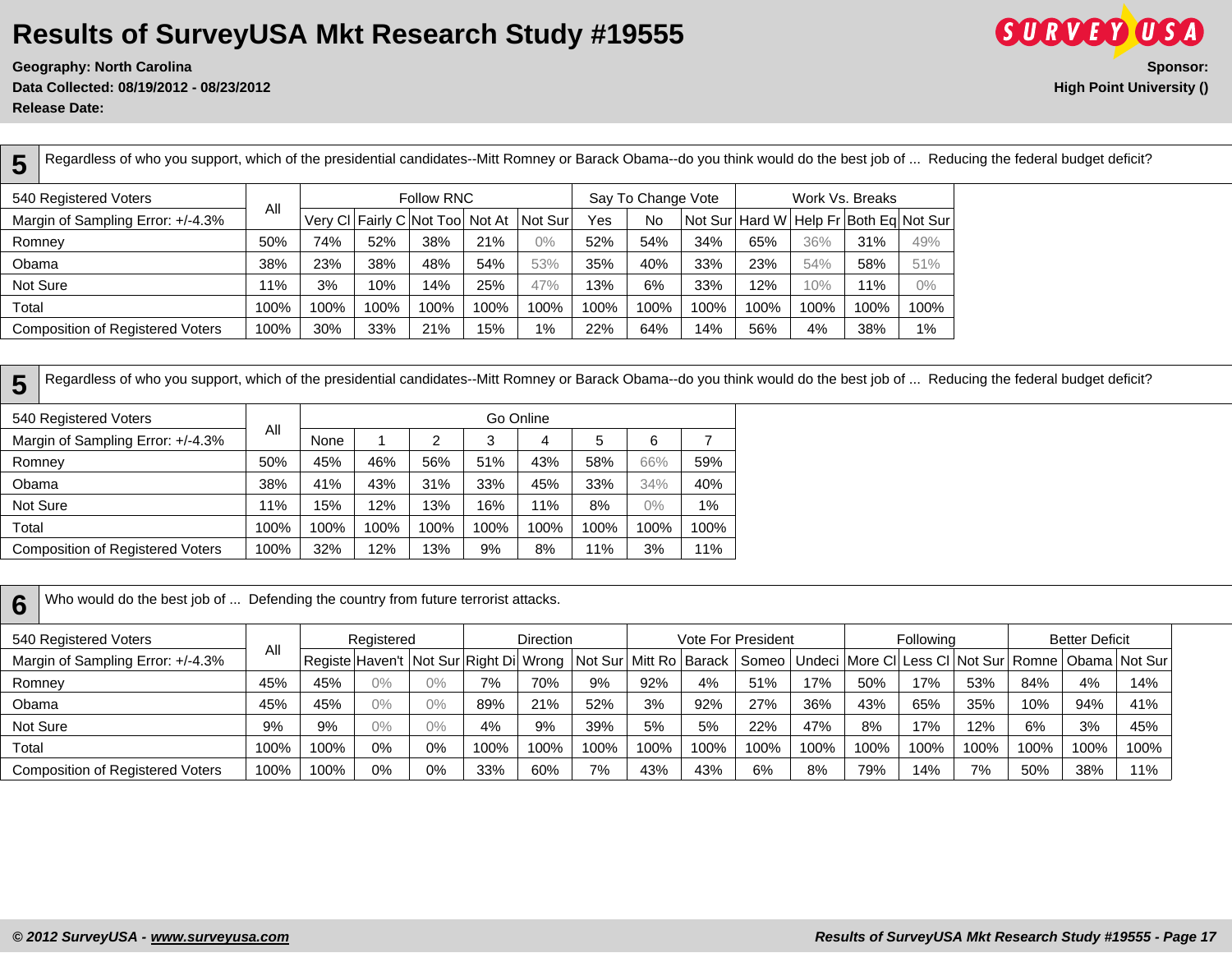# Results of SurveyUSA Mkt Research Study #19555

**Geography: North Carolina**
**Data Collected: 08/19/2012 - 08/23/2012**
**Release Date:**

**Sponsor:**
**High Point University ()**

## 5

Regardless of who you support, which of the presidential candidates--Mitt Romney or Barack Obama--do you think would do the best job of ... Reducing the federal budget deficit?

| 540 Registered Voters | All | Follow RNC | | | | | Say To Change Vote | | | Work Vs. Breaks | | | |
|---|---|---|---|---|---|---|---|---|---|---|---|---|---|
| Margin of Sampling Error: +/-4.3% | | Very Cl | Fairly C | Not Too | Not At | Not Sur | Yes | No | Not Sur | Hard W | Help Fr | Both Eq | Not Sur |
| Romney | 50% | 74% | 52% | 38% | 21% | 0% | 52% | 54% | 34% | 65% | 36% | 31% | 49% |
| Obama | 38% | 23% | 38% | 48% | 54% | 53% | 35% | 40% | 33% | 23% | 54% | 58% | 51% |
| Not Sure | 11% | 3% | 10% | 14% | 25% | 47% | 13% | 6% | 33% | 12% | 10% | 11% | 0% |
| Total | 100% | 100% | 100% | 100% | 100% | 100% | 100% | 100% | 100% | 100% | 100% | 100% | 100% |
| Composition of Registered Voters | 100% | 30% | 33% | 21% | 15% | 1% | 22% | 64% | 14% | 56% | 4% | 38% | 1% |

## 5

Regardless of who you support, which of the presidential candidates--Mitt Romney or Barack Obama--do you think would do the best job of ... Reducing the federal budget deficit?

| 540 Registered Voters | All | Go Online | | | | | | | |
|---|---|---|---|---|---|---|---|---|---|
| Margin of Sampling Error: +/-4.3% | | None | 1 | 2 | 3 | 4 | 5 | 6 | 7 |
| Romney | 50% | 45% | 46% | 56% | 51% | 43% | 58% | 66% | 59% |
| Obama | 38% | 41% | 43% | 31% | 33% | 45% | 33% | 34% | 40% |
| Not Sure | 11% | 15% | 12% | 13% | 16% | 11% | 8% | 0% | 1% |
| Total | 100% | 100% | 100% | 100% | 100% | 100% | 100% | 100% | 100% |
| Composition of Registered Voters | 100% | 32% | 12% | 13% | 9% | 8% | 11% | 3% | 11% |

## 6

Who would do the best job of ... Defending the country from future terrorist attacks.

| 540 Registered Voters | All | Registered | | | Direction | | | Vote For President | | | | Following | | | Better Deficit | | |
|---|---|---|---|---|---|---|---|---|---|---|---|---|---|---|---|---|---|
| Margin of Sampling Error: +/-4.3% | | Registe | Haven't | Not Sur | Right Di | Wrong | Not Sur | Mitt Ro | Barack | Someo | Undeci | More Cl | Less Cl | Not Sur | Romne | Obama | Not Sur |
| Romney | 45% | 45% | 0% | 0% | 7% | 70% | 9% | 92% | 4% | 51% | 17% | 50% | 17% | 53% | 84% | 4% | 14% |
| Obama | 45% | 45% | 0% | 0% | 89% | 21% | 52% | 3% | 92% | 27% | 36% | 43% | 65% | 35% | 10% | 94% | 41% |
| Not Sure | 9% | 9% | 0% | 0% | 4% | 9% | 39% | 5% | 5% | 22% | 47% | 8% | 17% | 12% | 6% | 3% | 45% |
| Total | 100% | 100% | 0% | 0% | 100% | 100% | 100% | 100% | 100% | 100% | 100% | 100% | 100% | 100% | 100% | 100% | 100% |
| Composition of Registered Voters | 100% | 100% | 0% | 0% | 33% | 60% | 7% | 43% | 43% | 6% | 8% | 79% | 14% | 7% | 50% | 38% | 11% |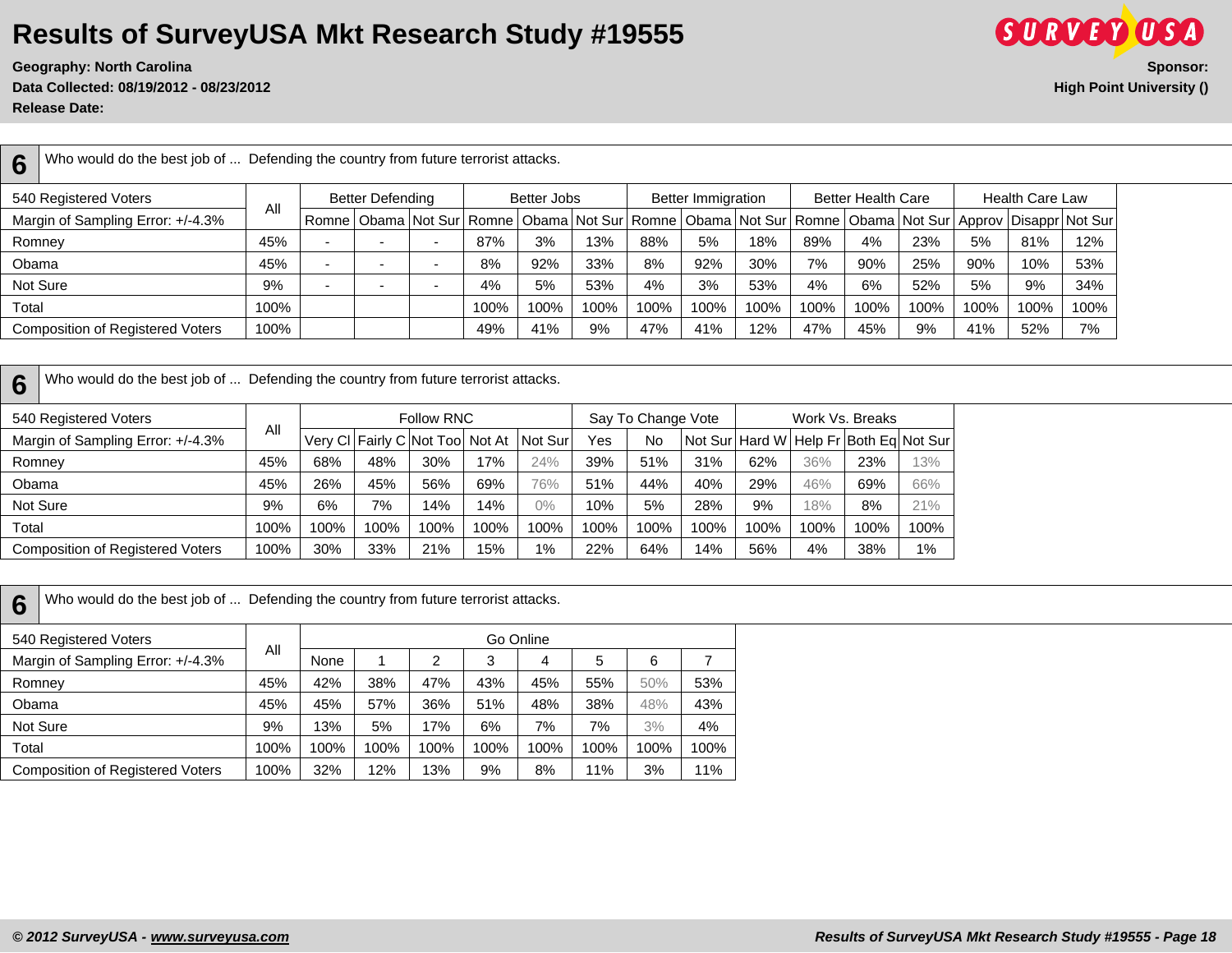# Results of SurveyUSA Mkt Research Study #19555

**Geography: North Carolina**
**Data Collected: 08/19/2012 - 08/23/2012**
**Release Date:**

**Sponsor:**
**High Point University ()**

## 6 Who would do the best job of ... Defending the country from future terrorist attacks.

| 540 Registered Voters | All | Better Defending | | | Better Jobs | | | Better Immigration | | | Better Health Care | | | Health Care Law | | |
|---|---|---|---|---|---|---|---|---|---|---|---|---|---|---|---|---|
| Margin of Sampling Error: +/-4.3% | | Romne | Obama | Not Sur | Romne | Obama | Not Sur | Romne | Obama | Not Sur | Romne | Obama | Not Sur | Approv | Disappr | Not Sur |
| Romney | 45% | - | - | - | 87% | 3% | 13% | 88% | 5% | 18% | 89% | 4% | 23% | 5% | 81% | 12% |
| Obama | 45% | - | - | - | 8% | 92% | 33% | 8% | 92% | 30% | 7% | 90% | 25% | 90% | 10% | 53% |
| Not Sure | 9% | - | - | - | 4% | 5% | 53% | 4% | 3% | 53% | 4% | 6% | 52% | 5% | 9% | 34% |
| Total | 100% | | | | 100% | 100% | 100% | 100% | 100% | 100% | 100% | 100% | 100% | 100% | 100% | 100% |
| Composition of Registered Voters | 100% | | | | 49% | 41% | 9% | 47% | 41% | 12% | 47% | 45% | 9% | 41% | 52% | 7% |

## 6 Who would do the best job of ... Defending the country from future terrorist attacks.

| 540 Registered Voters | All | Follow RNC | | | | | Say To Change Vote | | | Work Vs. Breaks | | | |
|---|---|---|---|---|---|---|---|---|---|---|---|---|---|
| Margin of Sampling Error: +/-4.3% | | Very Cl | Fairly C | Not Too | Not At | Not Sur | Yes | No | Not Sur | Hard W | Help Fr | Both Eq | Not Sur |
| Romney | 45% | 68% | 48% | 30% | 17% | 24% | 39% | 51% | 31% | 62% | 36% | 23% | 13% |
| Obama | 45% | 26% | 45% | 56% | 69% | 76% | 51% | 44% | 40% | 29% | 46% | 69% | 66% |
| Not Sure | 9% | 6% | 7% | 14% | 14% | 0% | 10% | 5% | 28% | 9% | 18% | 8% | 21% |
| Total | 100% | 100% | 100% | 100% | 100% | 100% | 100% | 100% | 100% | 100% | 100% | 100% | 100% |
| Composition of Registered Voters | 100% | 30% | 33% | 21% | 15% | 1% | 22% | 64% | 14% | 56% | 4% | 38% | 1% |

## 6 Who would do the best job of ... Defending the country from future terrorist attacks.

| 540 Registered Voters | All | Go Online | | | | | | | |
|---|---|---|---|---|---|---|---|---|---|
| Margin of Sampling Error: +/-4.3% | | None | 1 | 2 | 3 | 4 | 5 | 6 | 7 |
| Romney | 45% | 42% | 38% | 47% | 43% | 45% | 55% | 50% | 53% |
| Obama | 45% | 45% | 57% | 36% | 51% | 48% | 38% | 48% | 43% |
| Not Sure | 9% | 13% | 5% | 17% | 6% | 7% | 7% | 3% | 4% |
| Total | 100% | 100% | 100% | 100% | 100% | 100% | 100% | 100% | 100% |
| Composition of Registered Voters | 100% | 32% | 12% | 13% | 9% | 8% | 11% | 3% | 11% |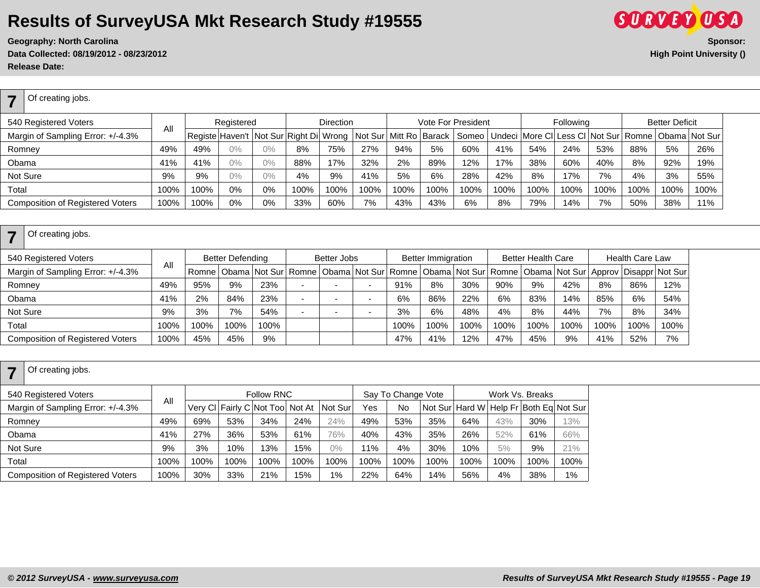# Results of SurveyUSA Mkt Research Study #19555

**Geography: North Carolina**
**Data Collected: 08/19/2012 - 08/23/2012**
**Release Date:**

**Sponsor:**
**High Point University ()**

## 7 Of creating jobs.

| 540 Registered Voters | All | Registered | | | Direction | | | Vote For President | | | | Following | | | Better Deficit | | |
|---|---|---|---|---|---|---|---|---|---|---|---|---|---|---|---|---|---|
| Margin of Sampling Error: +/-4.3% | | Registe | Haven't | Not Sur | Right Di | Wrong | Not Sur | Mitt Ro | Barack | Someo | Undeci | More Cl | Less Cl | Not Sur | Romne | Obama | Not Sur |
| Romney | 49% | 49% | 0% | 0% | 8% | 75% | 27% | 94% | 5% | 60% | 41% | 54% | 24% | 53% | 88% | 5% | 26% |
| Obama | 41% | 41% | 0% | 0% | 88% | 17% | 32% | 2% | 89% | 12% | 17% | 38% | 60% | 40% | 8% | 92% | 19% |
| Not Sure | 9% | 9% | 0% | 0% | 4% | 9% | 41% | 5% | 6% | 28% | 42% | 8% | 17% | 7% | 4% | 3% | 55% |
| Total | 100% | 100% | 0% | 0% | 100% | 100% | 100% | 100% | 100% | 100% | 100% | 100% | 100% | 100% | 100% | 100% | 100% |
| Composition of Registered Voters | 100% | 100% | 0% | 0% | 33% | 60% | 7% | 43% | 43% | 6% | 8% | 79% | 14% | 7% | 50% | 38% | 11% |

## 7 Of creating jobs.

| 540 Registered Voters | All | Better Defending | | | Better Jobs | | | Better Immigration | | | Better Health Care | | | Health Care Law | | |
|---|---|---|---|---|---|---|---|---|---|---|---|---|---|---|---|---|
| Margin of Sampling Error: +/-4.3% | | Romne | Obama | Not Sur | Romne | Obama | Not Sur | Romne | Obama | Not Sur | Romne | Obama | Not Sur | Approv | Disappr | Not Sur |
| Romney | 49% | 95% | 9% | 23% | - | - | - | 91% | 8% | 30% | 90% | 9% | 42% | 8% | 86% | 12% |
| Obama | 41% | 2% | 84% | 23% | - | - | - | 6% | 86% | 22% | 6% | 83% | 14% | 85% | 6% | 54% |
| Not Sure | 9% | 3% | 7% | 54% | - | - | - | 3% | 6% | 48% | 4% | 8% | 44% | 7% | 8% | 34% |
| Total | 100% | 100% | 100% | 100% | | | | 100% | 100% | 100% | 100% | 100% | 100% | 100% | 100% | 100% |
| Composition of Registered Voters | 100% | 45% | 45% | 9% | | | | 47% | 41% | 12% | 47% | 45% | 9% | 41% | 52% | 7% |

## 7 Of creating jobs.

| 540 Registered Voters | All | Follow RNC | | | | | Say To Change Vote | | | Work Vs. Breaks | | | |
|---|---|---|---|---|---|---|---|---|---|---|---|---|---|
| Margin of Sampling Error: +/-4.3% | | Very Cl | Fairly C | Not Too | Not At | Not Sur | Yes | No | Not Sur | Hard W | Help Fr | Both Eq | Not Sur |
| Romney | 49% | 69% | 53% | 34% | 24% | 24% | 49% | 53% | 35% | 64% | 43% | 30% | 13% |
| Obama | 41% | 27% | 36% | 53% | 61% | 76% | 40% | 43% | 35% | 26% | 52% | 61% | 66% |
| Not Sure | 9% | 3% | 10% | 13% | 15% | 0% | 11% | 4% | 30% | 10% | 5% | 9% | 21% |
| Total | 100% | 100% | 100% | 100% | 100% | 100% | 100% | 100% | 100% | 100% | 100% | 100% | 100% |
| Composition of Registered Voters | 100% | 30% | 33% | 21% | 15% | 1% | 22% | 64% | 14% | 56% | 4% | 38% | 1% |

*© 2012 SurveyUSA - www.surveyusa.com*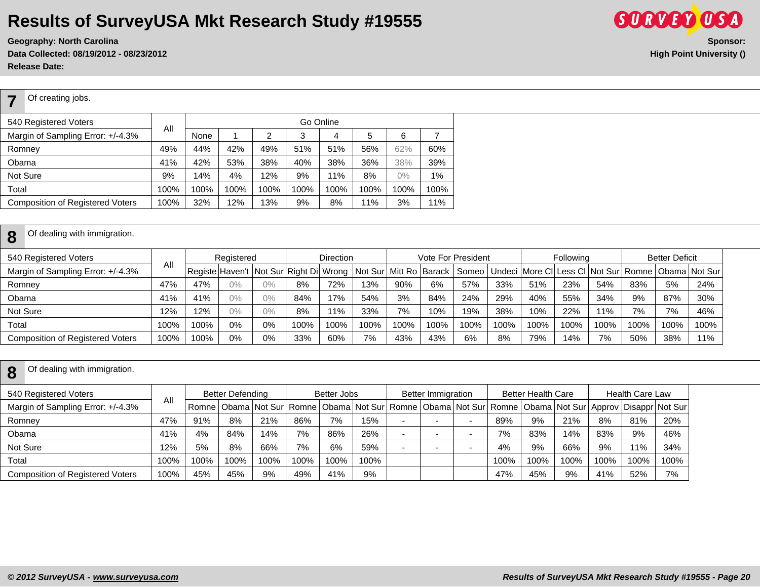# Results of SurveyUSA Mkt Research Study #19555

**Geography: North Carolina**
**Data Collected: 08/19/2012 - 08/23/2012**
**Release Date:**

**Sponsor:**
**High Point University ()**

## 7 Of creating jobs.

| 540 Registered Voters | All | Go Online | | | | | | | |
|---|---|---|---|---|---|---|---|---|---|
| Margin of Sampling Error: +/-4.3% | | None | 1 | 2 | 3 | 4 | 5 | 6 | 7 |
| Romney | 49% | 44% | 42% | 49% | 51% | 51% | 56% | 62% | 60% |
| Obama | 41% | 42% | 53% | 38% | 40% | 38% | 36% | 38% | 39% |
| Not Sure | 9% | 14% | 4% | 12% | 9% | 11% | 8% | 0% | 1% |
| Total | 100% | 100% | 100% | 100% | 100% | 100% | 100% | 100% | 100% |
| Composition of Registered Voters | 100% | 32% | 12% | 13% | 9% | 8% | 11% | 3% | 11% |

## 8 Of dealing with immigration.

| 540 Registered Voters | All | Registered | | | Direction | | | Vote For President | | | | Following | | | Better Deficit | | |
|---|---|---|---|---|---|---|---|---|---|---|---|---|---|---|---|---|---|
| Margin of Sampling Error: +/-4.3% | | Registe | Haven't | Not Sur | Right Di | Wrong | Not Sur | Mitt Ro | Barack | Someo | Undeci | More Cl | Less Cl | Not Sur | Romne | Obama | Not Sur |
| Romney | 47% | 47% | 0% | 0% | 8% | 72% | 13% | 90% | 6% | 57% | 33% | 51% | 23% | 54% | 83% | 5% | 24% |
| Obama | 41% | 41% | 0% | 0% | 84% | 17% | 54% | 3% | 84% | 24% | 29% | 40% | 55% | 34% | 9% | 87% | 30% |
| Not Sure | 12% | 12% | 0% | 0% | 8% | 11% | 33% | 7% | 10% | 19% | 38% | 10% | 22% | 11% | 7% | 7% | 46% |
| Total | 100% | 100% | 0% | 0% | 100% | 100% | 100% | 100% | 100% | 100% | 100% | 100% | 100% | 100% | 100% | 100% | 100% |
| Composition of Registered Voters | 100% | 100% | 0% | 0% | 33% | 60% | 7% | 43% | 43% | 6% | 8% | 79% | 14% | 7% | 50% | 38% | 11% |

## 8 Of dealing with immigration.

| 540 Registered Voters | All | Better Defending | | | Better Jobs | | | Better Immigration | | | Better Health Care | | | Health Care Law | | |
|---|---|---|---|---|---|---|---|---|---|---|---|---|---|---|---|---|
| Margin of Sampling Error: +/-4.3% | | Romne | Obama | Not Sur | Romne | Obama | Not Sur | Romne | Obama | Not Sur | Romne | Obama | Not Sur | Approv | Disappr | Not Sur |
| Romney | 47% | 91% | 8% | 21% | 86% | 7% | 15% | - | - | - | 89% | 9% | 21% | 8% | 81% | 20% |
| Obama | 41% | 4% | 84% | 14% | 7% | 86% | 26% | - | - | - | 7% | 83% | 14% | 83% | 9% | 46% |
| Not Sure | 12% | 5% | 8% | 66% | 7% | 6% | 59% | - | - | - | 4% | 9% | 66% | 9% | 11% | 34% |
| Total | 100% | 100% | 100% | 100% | 100% | 100% | 100% | | | | 100% | 100% | 100% | 100% | 100% | 100% |
| Composition of Registered Voters | 100% | 45% | 45% | 9% | 49% | 41% | 9% | | | | 47% | 45% | 9% | 41% | 52% | 7% |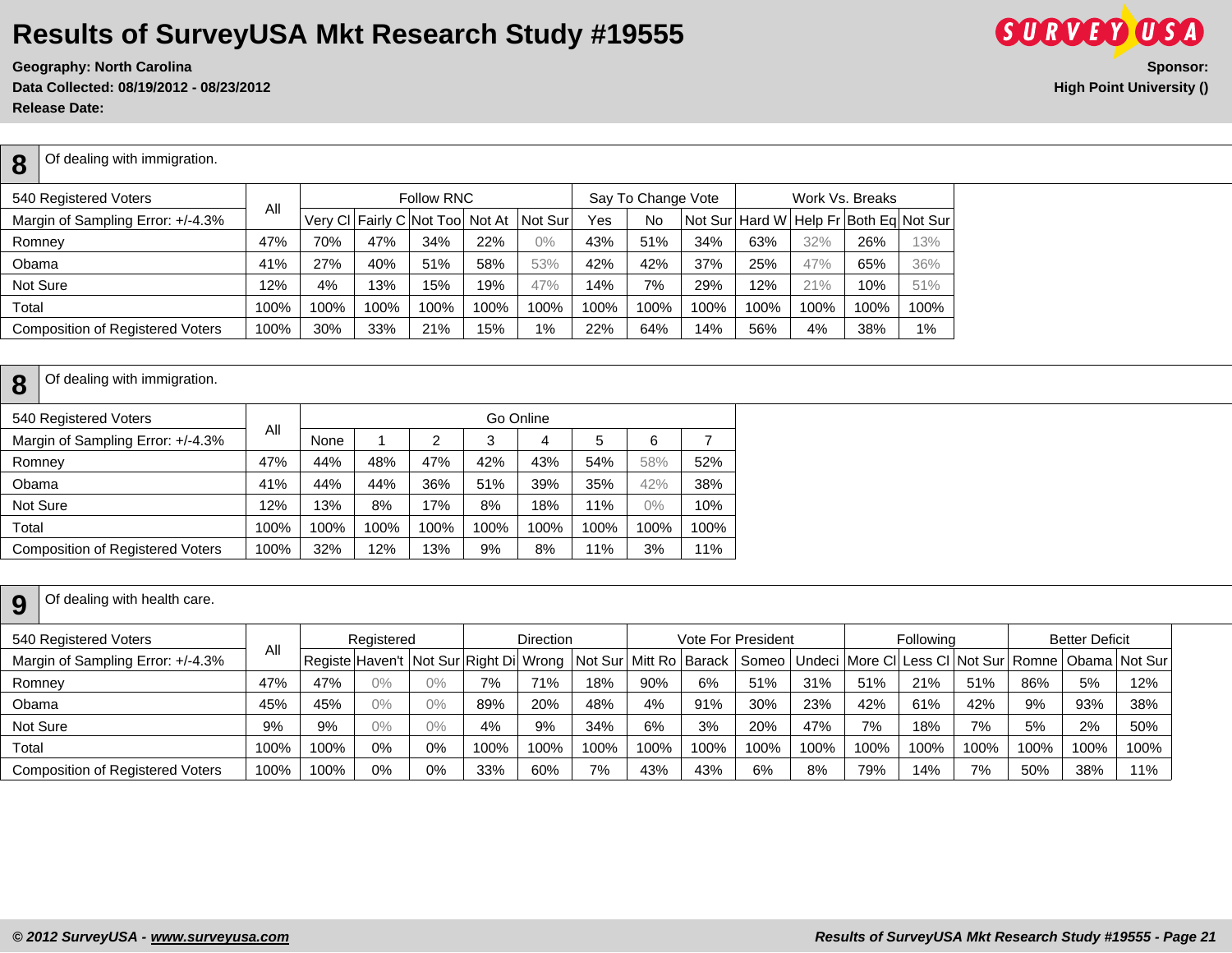# Results of SurveyUSA Mkt Research Study #19555

**Geography: North Carolina**
**Data Collected: 08/19/2012 - 08/23/2012**
**Release Date:**

**Sponsor:**
**High Point University ()**

## 8 Of dealing with immigration.

| 540 Registered Voters | All | Follow RNC | | | | | Say To Change Vote | | | Work Vs. Breaks | | | |
|---|---|---|---|---|---|---|---|---|---|---|---|---|---|
| Margin of Sampling Error: +/-4.3% | | Very Cl | Fairly C | Not Too | Not At | Not Sur | Yes | No | Not Sur | Hard W | Help Fr | Both Eq | Not Sur |
| Romney | 47% | 70% | 47% | 34% | 22% | 0% | 43% | 51% | 34% | 63% | 32% | 26% | 13% |
| Obama | 41% | 27% | 40% | 51% | 58% | 53% | 42% | 42% | 37% | 25% | 47% | 65% | 36% |
| Not Sure | 12% | 4% | 13% | 15% | 19% | 47% | 14% | 7% | 29% | 12% | 21% | 10% | 51% |
| Total | 100% | 100% | 100% | 100% | 100% | 100% | 100% | 100% | 100% | 100% | 100% | 100% | 100% |
| Composition of Registered Voters | 100% | 30% | 33% | 21% | 15% | 1% | 22% | 64% | 14% | 56% | 4% | 38% | 1% |

## 8 Of dealing with immigration.

| 540 Registered Voters | All | Go Online | | | | | | | |
|---|---|---|---|---|---|---|---|---|---|
| Margin of Sampling Error: +/-4.3% | | None | 1 | 2 | 3 | 4 | 5 | 6 | 7 |
| Romney | 47% | 44% | 48% | 47% | 42% | 43% | 54% | 58% | 52% |
| Obama | 41% | 44% | 44% | 36% | 51% | 39% | 35% | 42% | 38% |
| Not Sure | 12% | 13% | 8% | 17% | 8% | 18% | 11% | 0% | 10% |
| Total | 100% | 100% | 100% | 100% | 100% | 100% | 100% | 100% | 100% |
| Composition of Registered Voters | 100% | 32% | 12% | 13% | 9% | 8% | 11% | 3% | 11% |

## 9 Of dealing with health care.

| 540 Registered Voters | All | Registered | | | Direction | | | Vote For President | | | | Following | | | Better Deficit | | |
|---|---|---|---|---|---|---|---|---|---|---|---|---|---|---|---|---|---|
| Margin of Sampling Error: +/-4.3% | | Registe | Haven't | Not Sur | Right Di | Wrong | Not Sur | Mitt Ro | Barack | Someo | Undeci | More Cl | Less Cl | Not Sur | Romne | Obama | Not Sur |
| Romney | 47% | 47% | 0% | 0% | 7% | 71% | 18% | 90% | 6% | 51% | 31% | 51% | 21% | 51% | 86% | 5% | 12% |
| Obama | 45% | 45% | 0% | 0% | 89% | 20% | 48% | 4% | 91% | 30% | 23% | 42% | 61% | 42% | 9% | 93% | 38% |
| Not Sure | 9% | 9% | 0% | 0% | 4% | 9% | 34% | 6% | 3% | 20% | 47% | 7% | 18% | 7% | 5% | 2% | 50% |
| Total | 100% | 100% | 0% | 0% | 100% | 100% | 100% | 100% | 100% | 100% | 100% | 100% | 100% | 100% | 100% | 100% | 100% |
| Composition of Registered Voters | 100% | 100% | 0% | 0% | 33% | 60% | 7% | 43% | 43% | 6% | 8% | 79% | 14% | 7% | 50% | 38% | 11% |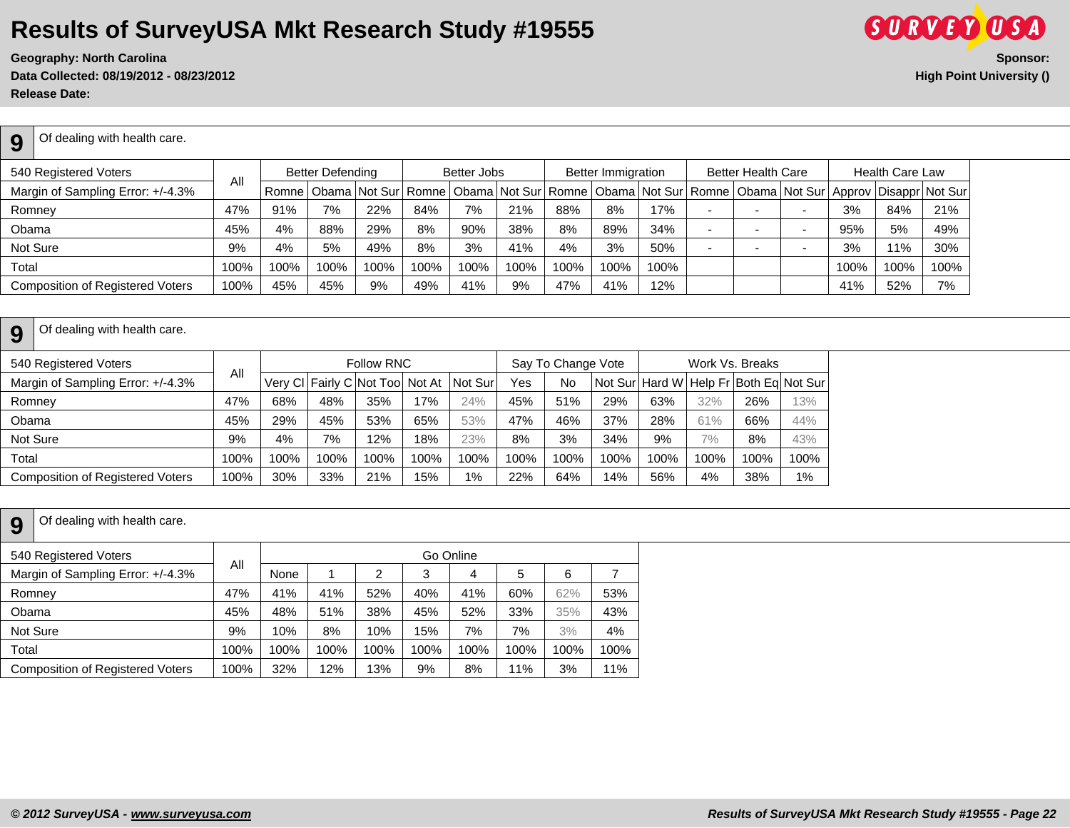# Results of SurveyUSA Mkt Research Study #19555

**Geography: North Carolina**
**Data Collected: 08/19/2012 - 08/23/2012**
**Release Date:**

**Sponsor:**
**High Point University ()**

## 9 Of dealing with health care.

| 540 Registered Voters | All | Better Defending | | | Better Jobs | | | Better Immigration | | | Better Health Care | | | Health Care Law | | |
|---|---|---|---|---|---|---|---|---|---|---|---|---|---|---|---|---|
| Margin of Sampling Error: +/-4.3% | | Romne | Obama | Not Sur | Romne | Obama | Not Sur | Romne | Obama | Not Sur | Romne | Obama | Not Sur | Approv | Disappr | Not Sur |
| Romney | 47% | 91% | 7% | 22% | 84% | 7% | 21% | 88% | 8% | 17% | - | - | - | 3% | 84% | 21% |
| Obama | 45% | 4% | 88% | 29% | 8% | 90% | 38% | 8% | 89% | 34% | - | - | - | 95% | 5% | 49% |
| Not Sure | 9% | 4% | 5% | 49% | 8% | 3% | 41% | 4% | 3% | 50% | - | - | - | 3% | 11% | 30% |
| Total | 100% | 100% | 100% | 100% | 100% | 100% | 100% | 100% | 100% | 100% | | | | 100% | 100% | 100% |
| Composition of Registered Voters | 100% | 45% | 45% | 9% | 49% | 41% | 9% | 47% | 41% | 12% | | | | 41% | 52% | 7% |

## 9 Of dealing with health care.

| 540 Registered Voters | All | Follow RNC | | | | | Say To Change Vote | | | Work Vs. Breaks | | | |
|---|---|---|---|---|---|---|---|---|---|---|---|---|---|
| Margin of Sampling Error: +/-4.3% | | Very Cl | Fairly C | Not Too | Not At | Not Sur | Yes | No | Not Sur | Hard W | Help Fr | Both Eq | Not Sur |
| Romney | 47% | 68% | 48% | 35% | 17% | 24% | 45% | 51% | 29% | 63% | 32% | 26% | 13% |
| Obama | 45% | 29% | 45% | 53% | 65% | 53% | 47% | 46% | 37% | 28% | 61% | 66% | 44% |
| Not Sure | 9% | 4% | 7% | 12% | 18% | 23% | 8% | 3% | 34% | 9% | 7% | 8% | 43% |
| Total | 100% | 100% | 100% | 100% | 100% | 100% | 100% | 100% | 100% | 100% | 100% | 100% | 100% |
| Composition of Registered Voters | 100% | 30% | 33% | 21% | 15% | 1% | 22% | 64% | 14% | 56% | 4% | 38% | 1% |

## 9 Of dealing with health care.

| 540 Registered Voters | All | Go Online | | | | | | | |
|---|---|---|---|---|---|---|---|---|---|
| Margin of Sampling Error: +/-4.3% | | None | 1 | 2 | 3 | 4 | 5 | 6 | 7 |
| Romney | 47% | 41% | 41% | 52% | 40% | 41% | 60% | 62% | 53% |
| Obama | 45% | 48% | 51% | 38% | 45% | 52% | 33% | 35% | 43% |
| Not Sure | 9% | 10% | 8% | 10% | 15% | 7% | 7% | 3% | 4% |
| Total | 100% | 100% | 100% | 100% | 100% | 100% | 100% | 100% | 100% |
| Composition of Registered Voters | 100% | 32% | 12% | 13% | 9% | 8% | 11% | 3% | 11% |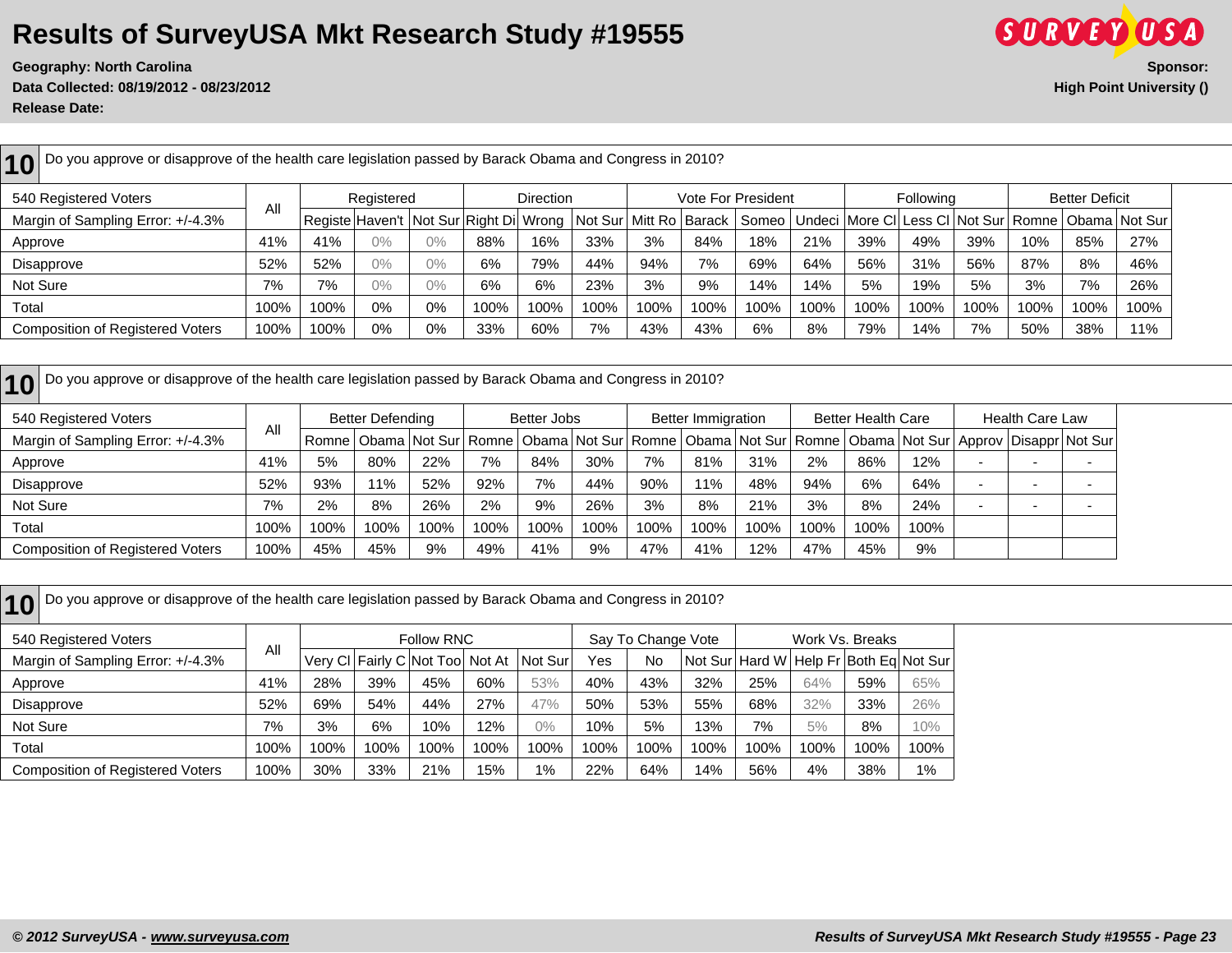# Results of SurveyUSA Mkt Research Study #19555

**Geography: North Carolina**
**Data Collected: 08/19/2012 - 08/23/2012**
**Release Date:**

**Sponsor:**
**High Point University ()**

## 10 Do you approve or disapprove of the health care legislation passed by Barack Obama and Congress in 2010?

| 540 Registered Voters | All | Registered | | | Direction | | | Vote For President | | | | Following | | | Better Deficit | | |
|---|---|---|---|---|---|---|---|---|---|---|---|---|---|---|---|---|---|
| Margin of Sampling Error: +/-4.3% | | Registe | Haven't | Not Sur | Right Di | Wrong | Not Sur | Mitt Ro | Barack | Someo | Undeci | More Cl | Less Cl | Not Sur | Romne | Obama | Not Sur |
| Approve | 41% | 41% | 0% | 0% | 88% | 16% | 33% | 3% | 84% | 18% | 21% | 39% | 49% | 39% | 10% | 85% | 27% |
| Disapprove | 52% | 52% | 0% | 0% | 6% | 79% | 44% | 94% | 7% | 69% | 64% | 56% | 31% | 56% | 87% | 8% | 46% |
| Not Sure | 7% | 7% | 0% | 0% | 6% | 6% | 23% | 3% | 9% | 14% | 14% | 5% | 19% | 5% | 3% | 7% | 26% |
| Total | 100% | 100% | 0% | 0% | 100% | 100% | 100% | 100% | 100% | 100% | 100% | 100% | 100% | 100% | 100% | 100% | 100% |
| Composition of Registered Voters | 100% | 100% | 0% | 0% | 33% | 60% | 7% | 43% | 43% | 6% | 8% | 79% | 14% | 7% | 50% | 38% | 11% |

## 10 Do you approve or disapprove of the health care legislation passed by Barack Obama and Congress in 2010?

| 540 Registered Voters | All | Better Defending | | | Better Jobs | | | Better Immigration | | | Better Health Care | | | Health Care Law | | |
|---|---|---|---|---|---|---|---|---|---|---|---|---|---|---|---|---|
| Margin of Sampling Error: +/-4.3% | | Romne | Obama | Not Sur | Romne | Obama | Not Sur | Romne | Obama | Not Sur | Romne | Obama | Not Sur | Approv | Disappr | Not Sur |
| Approve | 41% | 5% | 80% | 22% | 7% | 84% | 30% | 7% | 81% | 31% | 2% | 86% | 12% | - | - | - |
| Disapprove | 52% | 93% | 11% | 52% | 92% | 7% | 44% | 90% | 11% | 48% | 94% | 6% | 64% | - | - | - |
| Not Sure | 7% | 2% | 8% | 26% | 2% | 9% | 26% | 3% | 8% | 21% | 3% | 8% | 24% | - | - | - |
| Total | 100% | 100% | 100% | 100% | 100% | 100% | 100% | 100% | 100% | 100% | 100% | 100% | 100% | | | |
| Composition of Registered Voters | 100% | 45% | 45% | 9% | 49% | 41% | 9% | 47% | 41% | 12% | 47% | 45% | 9% | | | |

## 10 Do you approve or disapprove of the health care legislation passed by Barack Obama and Congress in 2010?

| 540 Registered Voters | All | Follow RNC | | | | | Say To Change Vote | | | Work Vs. Breaks | | | |
|---|---|---|---|---|---|---|---|---|---|---|---|---|---|
| Margin of Sampling Error: +/-4.3% | | Very Cl | Fairly C | Not Too | Not At | Not Sur | Yes | No | Not Sur | Hard W | Help Fr | Both Eq | Not Sur |
| Approve | 41% | 28% | 39% | 45% | 60% | 53% | 40% | 43% | 32% | 25% | 64% | 59% | 65% |
| Disapprove | 52% | 69% | 54% | 44% | 27% | 47% | 50% | 53% | 55% | 68% | 32% | 33% | 26% |
| Not Sure | 7% | 3% | 6% | 10% | 12% | 0% | 10% | 5% | 13% | 7% | 5% | 8% | 10% |
| Total | 100% | 100% | 100% | 100% | 100% | 100% | 100% | 100% | 100% | 100% | 100% | 100% | 100% |
| Composition of Registered Voters | 100% | 30% | 33% | 21% | 15% | 1% | 22% | 64% | 14% | 56% | 4% | 38% | 1% |

*© 2012 SurveyUSA - www.surveyusa.com*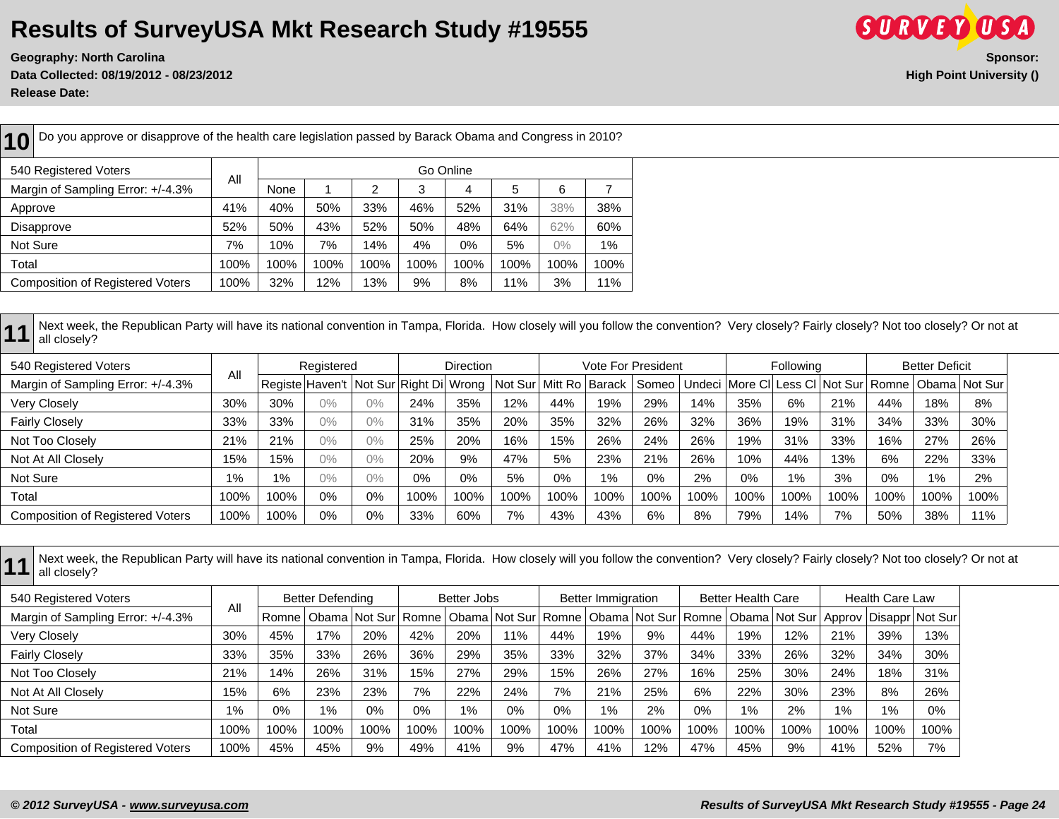# Results of SurveyUSA Mkt Research Study #19555

**Geography: North Carolina**
**Data Collected: 08/19/2012 - 08/23/2012**
**Release Date:**

**Sponsor:**
**High Point University ()**

## 10

Do you approve or disapprove of the health care legislation passed by Barack Obama and Congress in 2010?

| 540 Registered Voters | All | Go Online | | | | | | | |
|---|---|---|---|---|---|---|---|---|---|
| Margin of Sampling Error: +/-4.3% | | None | 1 | 2 | 3 | 4 | 5 | 6 | 7 |
| Approve | 41% | 40% | 50% | 33% | 46% | 52% | 31% | 38% | 38% |
| Disapprove | 52% | 50% | 43% | 52% | 50% | 48% | 64% | 62% | 60% |
| Not Sure | 7% | 10% | 7% | 14% | 4% | 0% | 5% | 0% | 1% |
| Total | 100% | 100% | 100% | 100% | 100% | 100% | 100% | 100% | 100% |
| Composition of Registered Voters | 100% | 32% | 12% | 13% | 9% | 8% | 11% | 3% | 11% |

## 11

Next week, the Republican Party will have its national convention in Tampa, Florida. How closely will you follow the convention? Very closely? Fairly closely? Not too closely? Or not at all closely?

| 540 Registered Voters | All | Registered | | | Direction | | | Vote For President | | | | Following | | | Better Deficit | | |
|---|---|---|---|---|---|---|---|---|---|---|---|---|---|---|---|---|---|
| Margin of Sampling Error: +/-4.3% | | Registe | Haven't | Not Sur | Right Di | Wrong | Not Sur | Mitt Ro | Barack | Someo | Undeci | More Cl | Less Cl | Not Sur | Romne | Obama | Not Sur |
| Very Closely | 30% | 30% | 0% | 0% | 24% | 35% | 12% | 44% | 19% | 29% | 14% | 35% | 6% | 21% | 44% | 18% | 8% |
| Fairly Closely | 33% | 33% | 0% | 0% | 31% | 35% | 20% | 35% | 32% | 26% | 32% | 36% | 19% | 31% | 34% | 33% | 30% |
| Not Too Closely | 21% | 21% | 0% | 0% | 25% | 20% | 16% | 15% | 26% | 24% | 26% | 19% | 31% | 33% | 16% | 27% | 26% |
| Not At All Closely | 15% | 15% | 0% | 0% | 20% | 9% | 47% | 5% | 23% | 21% | 26% | 10% | 44% | 13% | 6% | 22% | 33% |
| Not Sure | 1% | 1% | 0% | 0% | 0% | 0% | 5% | 0% | 1% | 0% | 2% | 0% | 1% | 3% | 0% | 1% | 2% |
| Total | 100% | 100% | 0% | 0% | 100% | 100% | 100% | 100% | 100% | 100% | 100% | 100% | 100% | 100% | 100% | 100% | 100% |
| Composition of Registered Voters | 100% | 100% | 0% | 0% | 33% | 60% | 7% | 43% | 43% | 6% | 8% | 79% | 14% | 7% | 50% | 38% | 11% |

## 11

Next week, the Republican Party will have its national convention in Tampa, Florida. How closely will you follow the convention? Very closely? Fairly closely? Not too closely? Or not at all closely?

| 540 Registered Voters | All | Better Defending | | | Better Jobs | | | Better Immigration | | | Better Health Care | | | Health Care Law | | |
|---|---|---|---|---|---|---|---|---|---|---|---|---|---|---|---|---|
| Margin of Sampling Error: +/-4.3% | | Romne | Obama | Not Sur | Romne | Obama | Not Sur | Romne | Obama | Not Sur | Romne | Obama | Not Sur | Approv | Disappr | Not Sur |
| Very Closely | 30% | 45% | 17% | 20% | 42% | 20% | 11% | 44% | 19% | 9% | 44% | 19% | 12% | 21% | 39% | 13% |
| Fairly Closely | 33% | 35% | 33% | 26% | 36% | 29% | 35% | 33% | 32% | 37% | 34% | 33% | 26% | 32% | 34% | 30% |
| Not Too Closely | 21% | 14% | 26% | 31% | 15% | 27% | 29% | 15% | 26% | 27% | 16% | 25% | 30% | 24% | 18% | 31% |
| Not At All Closely | 15% | 6% | 23% | 23% | 7% | 22% | 24% | 7% | 21% | 25% | 6% | 22% | 30% | 23% | 8% | 26% |
| Not Sure | 1% | 0% | 1% | 0% | 0% | 1% | 0% | 0% | 1% | 2% | 0% | 1% | 2% | 1% | 1% | 0% |
| Total | 100% | 100% | 100% | 100% | 100% | 100% | 100% | 100% | 100% | 100% | 100% | 100% | 100% | 100% | 100% | 100% |
| Composition of Registered Voters | 100% | 45% | 45% | 9% | 49% | 41% | 9% | 47% | 41% | 12% | 47% | 45% | 9% | 41% | 52% | 7% |

*© 2012 SurveyUSA - www.surveyusa.com*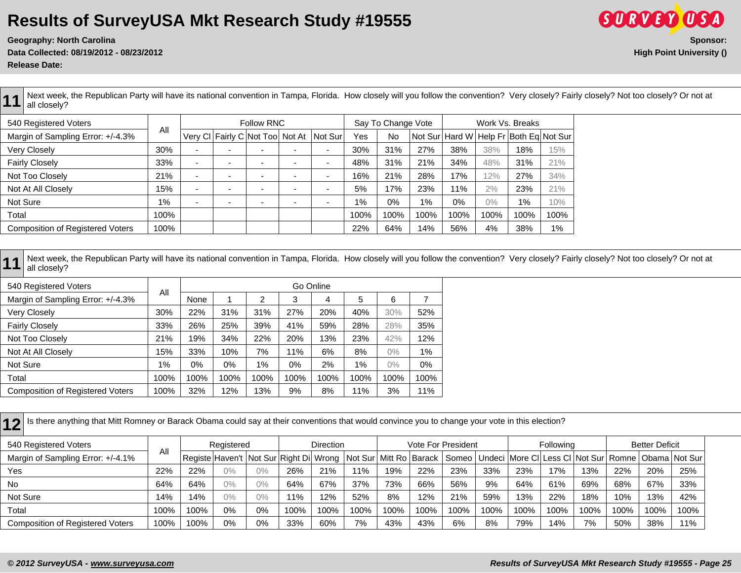# Results of SurveyUSA Mkt Research Study #19555

**Geography: North Carolina**
**Data Collected: 08/19/2012 - 08/23/2012**
**Release Date:**

**Sponsor:**
**High Point University ()**

## 11

Next week, the Republican Party will have its national convention in Tampa, Florida. How closely will you follow the convention? Very closely? Fairly closely? Not too closely? Or not at all closely?

| 540 Registered Voters | All | Follow RNC | | | | | Say To Change Vote | | | Work Vs. Breaks | | | |
|---|---|---|---|---|---|---|---|---|---|---|---|---|---|
| Margin of Sampling Error: +/-4.3% | | Very Cl | Fairly C | Not Too | Not At | Not Sur | Yes | No | Not Sur | Hard W | Help Fr | Both Eq | Not Sur |
| Very Closely | 30% | - | - | - | - | - | 30% | 31% | 27% | 38% | 38% | 18% | 15% |
| Fairly Closely | 33% | - | - | - | - | - | 48% | 31% | 21% | 34% | 48% | 31% | 21% |
| Not Too Closely | 21% | - | - | - | - | - | 16% | 21% | 28% | 17% | 12% | 27% | 34% |
| Not At All Closely | 15% | - | - | - | - | - | 5% | 17% | 23% | 11% | 2% | 23% | 21% |
| Not Sure | 1% | - | - | - | - | - | 1% | 0% | 1% | 0% | 0% | 1% | 10% |
| Total | 100% | | | | | | 100% | 100% | 100% | 100% | 100% | 100% | 100% |
| Composition of Registered Voters | 100% | | | | | | 22% | 64% | 14% | 56% | 4% | 38% | 1% |

## 11

Next week, the Republican Party will have its national convention in Tampa, Florida. How closely will you follow the convention? Very closely? Fairly closely? Not too closely? Or not at all closely?

| 540 Registered Voters | All | Go Online | | | | | | | |
|---|---|---|---|---|---|---|---|---|---|
| Margin of Sampling Error: +/-4.3% | | None | 1 | 2 | 3 | 4 | 5 | 6 | 7 |
| Very Closely | 30% | 22% | 31% | 31% | 27% | 20% | 40% | 30% | 52% |
| Fairly Closely | 33% | 26% | 25% | 39% | 41% | 59% | 28% | 28% | 35% |
| Not Too Closely | 21% | 19% | 34% | 22% | 20% | 13% | 23% | 42% | 12% |
| Not At All Closely | 15% | 33% | 10% | 7% | 11% | 6% | 8% | 0% | 1% |
| Not Sure | 1% | 0% | 0% | 1% | 0% | 2% | 1% | 0% | 0% |
| Total | 100% | 100% | 100% | 100% | 100% | 100% | 100% | 100% | 100% |
| Composition of Registered Voters | 100% | 32% | 12% | 13% | 9% | 8% | 11% | 3% | 11% |

## 12

Is there anything that Mitt Romney or Barack Obama could say at their conventions that would convince you to change your vote in this election?

| 540 Registered Voters | All | Registered | | | Direction | | | Vote For President | | | | Following | | | Better Deficit | | |
|---|---|---|---|---|---|---|---|---|---|---|---|---|---|---|---|---|---|
| Margin of Sampling Error: +/-4.1% | | Registe | Haven't | Not Sur | Right Di | Wrong | Not Sur | Mitt Ro | Barack | Someo | Undeci | More Cl | Less Cl | Not Sur | Romne | Obama | Not Sur |
| Yes | 22% | 22% | 0% | 0% | 26% | 21% | 11% | 19% | 22% | 23% | 33% | 23% | 17% | 13% | 22% | 20% | 25% |
| No | 64% | 64% | 0% | 0% | 64% | 67% | 37% | 73% | 66% | 56% | 9% | 64% | 61% | 69% | 68% | 67% | 33% |
| Not Sure | 14% | 14% | 0% | 0% | 11% | 12% | 52% | 8% | 12% | 21% | 59% | 13% | 22% | 18% | 10% | 13% | 42% |
| Total | 100% | 100% | 0% | 0% | 100% | 100% | 100% | 100% | 100% | 100% | 100% | 100% | 100% | 100% | 100% | 100% | 100% |
| Composition of Registered Voters | 100% | 100% | 0% | 0% | 33% | 60% | 7% | 43% | 43% | 6% | 8% | 79% | 14% | 7% | 50% | 38% | 11% |

*© 2012 SurveyUSA - www.surveyusa.com*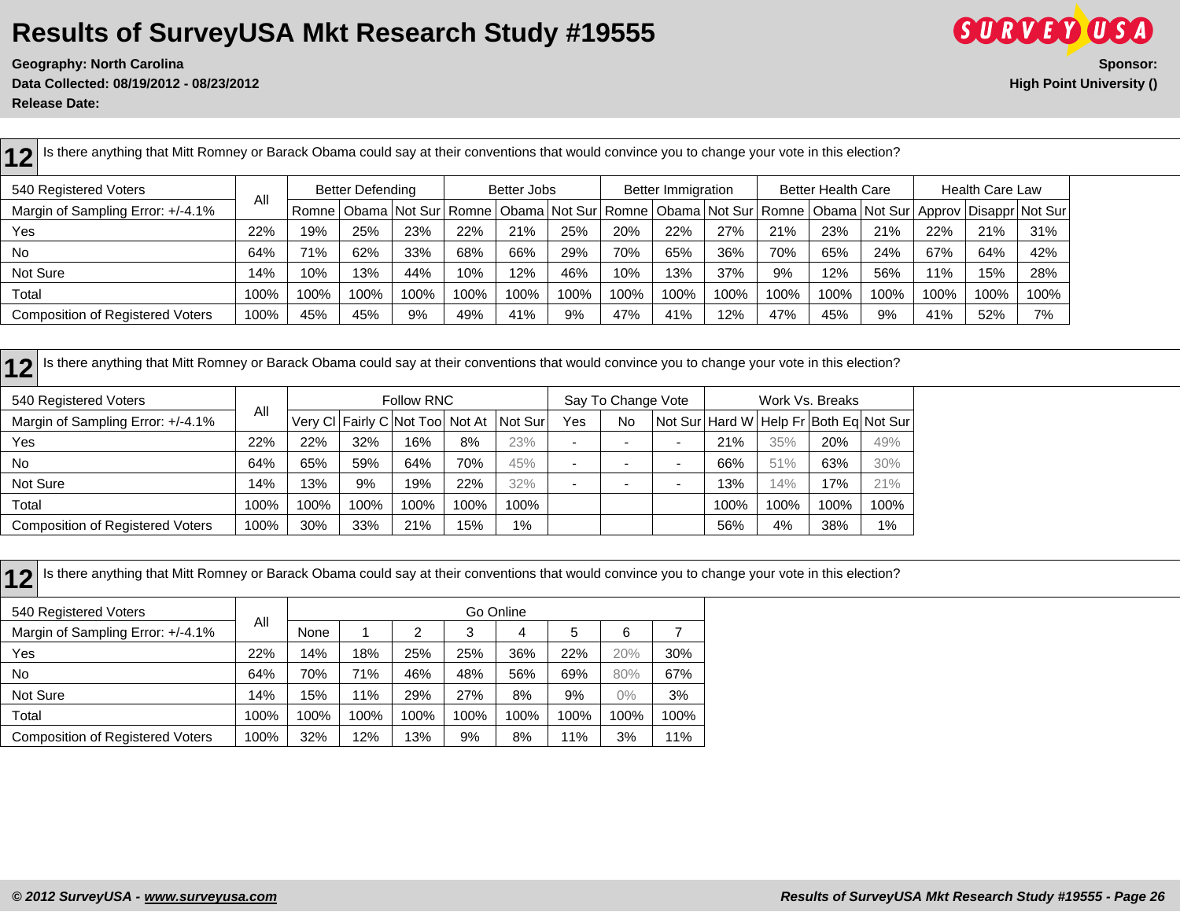# Results of SurveyUSA Mkt Research Study #19555

**Geography: North Carolina**
**Data Collected: 08/19/2012 - 08/23/2012**
**Release Date:**

**Sponsor:**
**High Point University ()**

## 12 Is there anything that Mitt Romney or Barack Obama could say at their conventions that would convince you to change your vote in this election?

| 540 Registered Voters | All | Better Defending | | | Better Jobs | | | Better Immigration | | | Better Health Care | | | Health Care Law | | |
|---|---|---|---|---|---|---|---|---|---|---|---|---|---|---|---|---|
| Margin of Sampling Error: +/-4.1% | | Romne | Obama | Not Sur | Romne | Obama | Not Sur | Romne | Obama | Not Sur | Romne | Obama | Not Sur | Approv | Disappr | Not Sur |
| Yes | 22% | 19% | 25% | 23% | 22% | 21% | 25% | 20% | 22% | 27% | 21% | 23% | 21% | 22% | 21% | 31% |
| No | 64% | 71% | 62% | 33% | 68% | 66% | 29% | 70% | 65% | 36% | 70% | 65% | 24% | 67% | 64% | 42% |
| Not Sure | 14% | 10% | 13% | 44% | 10% | 12% | 46% | 10% | 13% | 37% | 9% | 12% | 56% | 11% | 15% | 28% |
| Total | 100% | 100% | 100% | 100% | 100% | 100% | 100% | 100% | 100% | 100% | 100% | 100% | 100% | 100% | 100% | 100% |
| Composition of Registered Voters | 100% | 45% | 45% | 9% | 49% | 41% | 9% | 47% | 41% | 12% | 47% | 45% | 9% | 41% | 52% | 7% |

## 12 Is there anything that Mitt Romney or Barack Obama could say at their conventions that would convince you to change your vote in this election?

| 540 Registered Voters | All | Follow RNC | | | | | Say To Change Vote | | | Work Vs. Breaks | | | |
|---|---|---|---|---|---|---|---|---|---|---|---|---|---|
| Margin of Sampling Error: +/-4.1% | | Very Cl | Fairly C | Not Too | Not At | Not Sur | Yes | No | Not Sur | Hard W | Help Fr | Both Eq | Not Sur |
| Yes | 22% | 22% | 32% | 16% | 8% | 23% | - | - | - | 21% | 35% | 20% | 49% |
| No | 64% | 65% | 59% | 64% | 70% | 45% | - | - | - | 66% | 51% | 63% | 30% |
| Not Sure | 14% | 13% | 9% | 19% | 22% | 32% | - | - | - | 13% | 14% | 17% | 21% |
| Total | 100% | 100% | 100% | 100% | 100% | 100% | | | | 100% | 100% | 100% | 100% |
| Composition of Registered Voters | 100% | 30% | 33% | 21% | 15% | 1% | | | | 56% | 4% | 38% | 1% |

## 12 Is there anything that Mitt Romney or Barack Obama could say at their conventions that would convince you to change your vote in this election?

| 540 Registered Voters | All | Go Online | | | | | | | |
|---|---|---|---|---|---|---|---|---|---|
| Margin of Sampling Error: +/-4.1% | | None | 1 | 2 | 3 | 4 | 5 | 6 | 7 |
| Yes | 22% | 14% | 18% | 25% | 25% | 36% | 22% | 20% | 30% |
| No | 64% | 70% | 71% | 46% | 48% | 56% | 69% | 80% | 67% |
| Not Sure | 14% | 15% | 11% | 29% | 27% | 8% | 9% | 0% | 3% |
| Total | 100% | 100% | 100% | 100% | 100% | 100% | 100% | 100% | 100% |
| Composition of Registered Voters | 100% | 32% | 12% | 13% | 9% | 8% | 11% | 3% | 11% |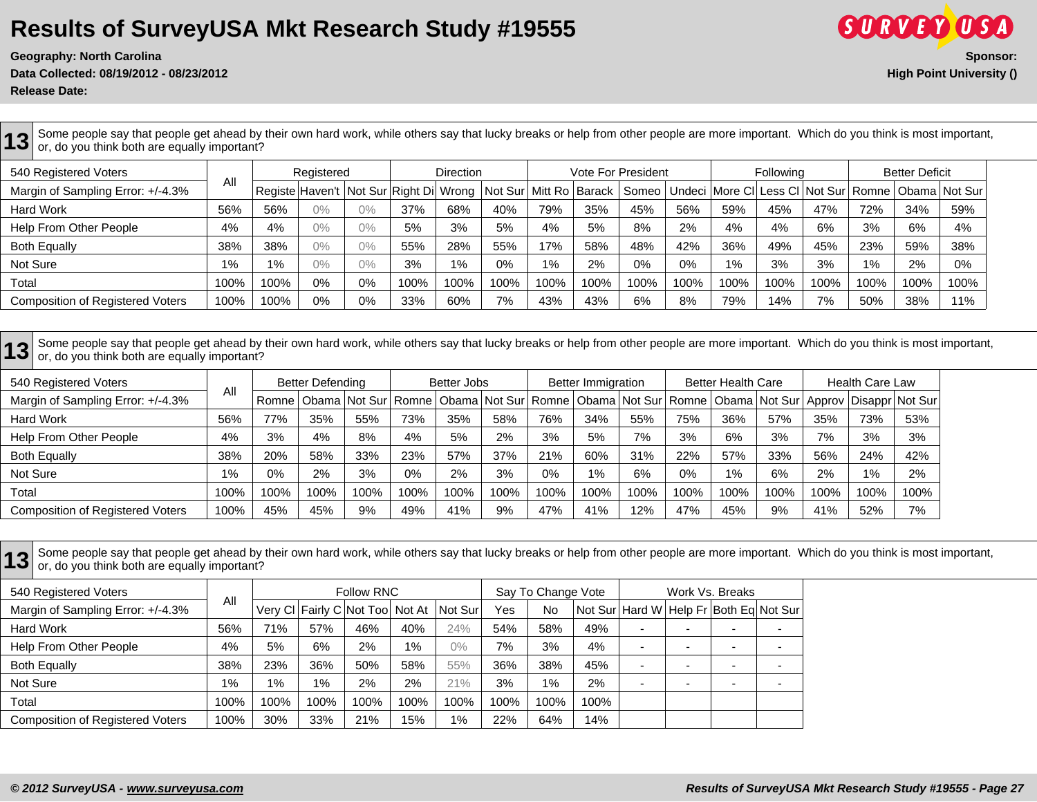# Results of SurveyUSA Mkt Research Study #19555

**Geography: North Carolina**
**Data Collected: 08/19/2012 - 08/23/2012**
**Release Date:**

**Sponsor:**
**High Point University ()**

## 13

Some people say that people get ahead by their own hard work, while others say that lucky breaks or help from other people are more important. Which do you think is most important, or, do you think both are equally important?

| 540 Registered Voters | All | Registered | | | Direction | | | Vote For President | | | | Following | | | Better Deficit | | |
|---|---|---|---|---|---|---|---|---|---|---|---|---|---|---|---|---|---|
| Margin of Sampling Error: +/-4.3% | | Registe | Haven't | Not Sur | Right Di | Wrong | Not Sur | Mitt Ro | Barack | Someo | Undeci | More Cl | Less Cl | Not Sur | Romne | Obama | Not Sur |
| Hard Work | 56% | 56% | 0% | 0% | 37% | 68% | 40% | 79% | 35% | 45% | 56% | 59% | 45% | 47% | 72% | 34% | 59% |
| Help From Other People | 4% | 4% | 0% | 0% | 5% | 3% | 5% | 4% | 5% | 8% | 2% | 4% | 4% | 6% | 3% | 6% | 4% |
| Both Equally | 38% | 38% | 0% | 0% | 55% | 28% | 55% | 17% | 58% | 48% | 42% | 36% | 49% | 45% | 23% | 59% | 38% |
| Not Sure | 1% | 1% | 0% | 0% | 3% | 1% | 0% | 1% | 2% | 0% | 0% | 1% | 3% | 3% | 1% | 2% | 0% |
| Total | 100% | 100% | 0% | 0% | 100% | 100% | 100% | 100% | 100% | 100% | 100% | 100% | 100% | 100% | 100% | 100% | 100% |
| Composition of Registered Voters | 100% | 100% | 0% | 0% | 33% | 60% | 7% | 43% | 43% | 6% | 8% | 79% | 14% | 7% | 50% | 38% | 11% |

## 13

Some people say that people get ahead by their own hard work, while others say that lucky breaks or help from other people are more important. Which do you think is most important, or, do you think both are equally important?

| 540 Registered Voters | All | Better Defending | | | Better Jobs | | | Better Immigration | | | Better Health Care | | | Health Care Law | | |
|---|---|---|---|---|---|---|---|---|---|---|---|---|---|---|---|---|
| Margin of Sampling Error: +/-4.3% | | Romne | Obama | Not Sur | Romne | Obama | Not Sur | Romne | Obama | Not Sur | Romne | Obama | Not Sur | Approv | Disappr | Not Sur |
| Hard Work | 56% | 77% | 35% | 55% | 73% | 35% | 58% | 76% | 34% | 55% | 75% | 36% | 57% | 35% | 73% | 53% |
| Help From Other People | 4% | 3% | 4% | 8% | 4% | 5% | 2% | 3% | 5% | 7% | 3% | 6% | 3% | 7% | 3% | 3% |
| Both Equally | 38% | 20% | 58% | 33% | 23% | 57% | 37% | 21% | 60% | 31% | 22% | 57% | 33% | 56% | 24% | 42% |
| Not Sure | 1% | 0% | 2% | 3% | 0% | 2% | 3% | 0% | 1% | 6% | 0% | 1% | 6% | 2% | 1% | 2% |
| Total | 100% | 100% | 100% | 100% | 100% | 100% | 100% | 100% | 100% | 100% | 100% | 100% | 100% | 100% | 100% | 100% |
| Composition of Registered Voters | 100% | 45% | 45% | 9% | 49% | 41% | 9% | 47% | 41% | 12% | 47% | 45% | 9% | 41% | 52% | 7% |

## 13

Some people say that people get ahead by their own hard work, while others say that lucky breaks or help from other people are more important. Which do you think is most important, or, do you think both are equally important?

| 540 Registered Voters | All | Follow RNC | | | | | Say To Change Vote | | | Work Vs. Breaks | | | |
|---|---|---|---|---|---|---|---|---|---|---|---|---|---|
| Margin of Sampling Error: +/-4.3% | | Very Cl | Fairly C | Not Too | Not At | Not Sur | Yes | No | Not Sur | Hard W | Help Fr | Both Eq | Not Sur |
| Hard Work | 56% | 71% | 57% | 46% | 40% | 24% | 54% | 58% | 49% | - | - | - | - |
| Help From Other People | 4% | 5% | 6% | 2% | 1% | 0% | 7% | 3% | 4% | - | - | - | - |
| Both Equally | 38% | 23% | 36% | 50% | 58% | 55% | 36% | 38% | 45% | - | - | - | - |
| Not Sure | 1% | 1% | 1% | 2% | 2% | 21% | 3% | 1% | 2% | - | - | - | - |
| Total | 100% | 100% | 100% | 100% | 100% | 100% | 100% | 100% | 100% | | | | |
| Composition of Registered Voters | 100% | 30% | 33% | 21% | 15% | 1% | 22% | 64% | 14% | | | | |

*© 2012 SurveyUSA - www.surveyusa.com*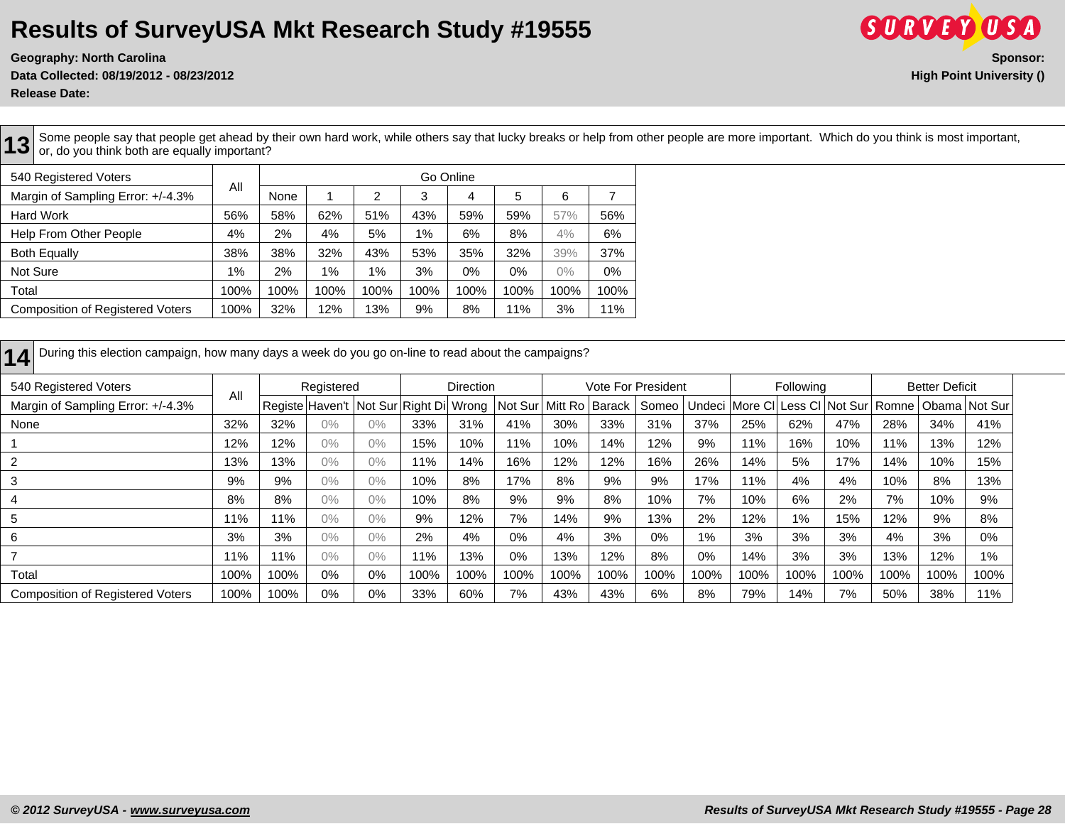# Results of SurveyUSA Mkt Research Study #19555

**Geography: North Carolina**
**Data Collected: 08/19/2012 - 08/23/2012**
**Release Date:**

**Sponsor:**
**High Point University ()**

## 13

Some people say that people get ahead by their own hard work, while others say that lucky breaks or help from other people are more important. Which do you think is most important, or, do you think both are equally important?

| 540 Registered Voters | All | Go Online | | | | | | | |
|---|---|---|---|---|---|---|---|---|---|
| Margin of Sampling Error: +/-4.3% | | None | 1 | 2 | 3 | 4 | 5 | 6 | 7 |
| Hard Work | 56% | 58% | 62% | 51% | 43% | 59% | 59% | 57% | 56% |
| Help From Other People | 4% | 2% | 4% | 5% | 1% | 6% | 8% | 4% | 6% |
| Both Equally | 38% | 38% | 32% | 43% | 53% | 35% | 32% | 39% | 37% |
| Not Sure | 1% | 2% | 1% | 1% | 3% | 0% | 0% | 0% | 0% |
| Total | 100% | 100% | 100% | 100% | 100% | 100% | 100% | 100% | 100% |
| Composition of Registered Voters | 100% | 32% | 12% | 13% | 9% | 8% | 11% | 3% | 11% |

## 14

During this election campaign, how many days a week do you go on-line to read about the campaigns?

| 540 Registered Voters | All | Registered | | | Direction | | | Vote For President | | | | Following | | | Better Deficit | | |
|---|---|---|---|---|---|---|---|---|---|---|---|---|---|---|---|---|---|
| Margin of Sampling Error: +/-4.3% | | Registe | Haven't | Not Sur | Right Di | Wrong | Not Sur | Mitt Ro | Barack | Someo | Undeci | More Cl | Less Cl | Not Sur | Romne | Obama | Not Sur |
| None | 32% | 32% | 0% | 0% | 33% | 31% | 41% | 30% | 33% | 31% | 37% | 25% | 62% | 47% | 28% | 34% | 41% |
| 1 | 12% | 12% | 0% | 0% | 15% | 10% | 11% | 10% | 14% | 12% | 9% | 11% | 16% | 10% | 11% | 13% | 12% |
| 2 | 13% | 13% | 0% | 0% | 11% | 14% | 16% | 12% | 12% | 16% | 26% | 14% | 5% | 17% | 14% | 10% | 15% |
| 3 | 9% | 9% | 0% | 0% | 10% | 8% | 17% | 8% | 9% | 9% | 17% | 11% | 4% | 4% | 10% | 8% | 13% |
| 4 | 8% | 8% | 0% | 0% | 10% | 8% | 9% | 9% | 8% | 10% | 7% | 10% | 6% | 2% | 7% | 10% | 9% |
| 5 | 11% | 11% | 0% | 0% | 9% | 12% | 7% | 14% | 9% | 13% | 2% | 12% | 1% | 15% | 12% | 9% | 8% |
| 6 | 3% | 3% | 0% | 0% | 2% | 4% | 0% | 4% | 3% | 0% | 1% | 3% | 3% | 3% | 4% | 3% | 0% |
| 7 | 11% | 11% | 0% | 0% | 11% | 13% | 0% | 13% | 12% | 8% | 0% | 14% | 3% | 3% | 13% | 12% | 1% |
| Total | 100% | 100% | 0% | 0% | 100% | 100% | 100% | 100% | 100% | 100% | 100% | 100% | 100% | 100% | 100% | 100% | 100% |
| Composition of Registered Voters | 100% | 100% | 0% | 0% | 33% | 60% | 7% | 43% | 43% | 6% | 8% | 79% | 14% | 7% | 50% | 38% | 11% |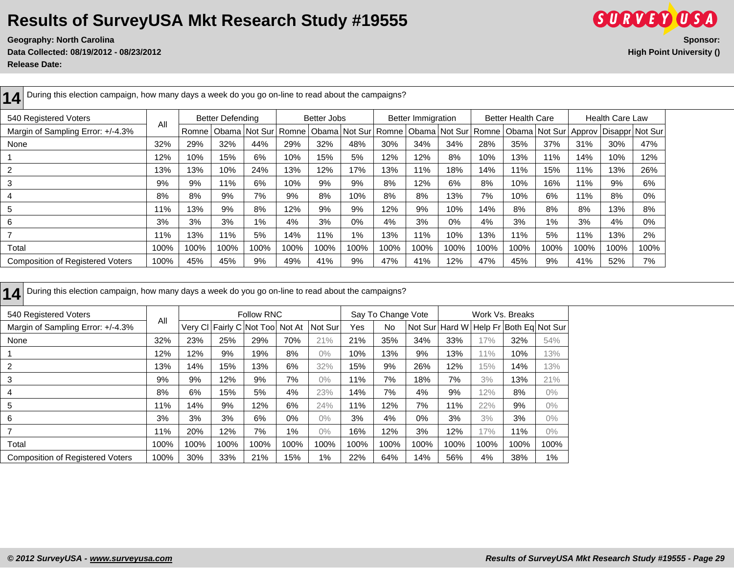# Results of SurveyUSA Mkt Research Study #19555

**Geography: North Carolina**
**Data Collected: 08/19/2012 - 08/23/2012**
**Release Date:**

**Sponsor:**
**High Point University ()**

## 14 During this election campaign, how many days a week do you go on-line to read about the campaigns?

| 540 Registered Voters | All | Better Defending | | | Better Jobs | | | Better Immigration | | | Better Health Care | | | Health Care Law | | |
|---|---|---|---|---|---|---|---|---|---|---|---|---|---|---|---|---|
| Margin of Sampling Error: +/-4.3% | | Romne | Obama | Not Sur | Romne | Obama | Not Sur | Romne | Obama | Not Sur | Romne | Obama | Not Sur | Approv | Disappr | Not Sur |
| None | 32% | 29% | 32% | 44% | 29% | 32% | 48% | 30% | 34% | 34% | 28% | 35% | 37% | 31% | 30% | 47% |
| 1 | 12% | 10% | 15% | 6% | 10% | 15% | 5% | 12% | 12% | 8% | 10% | 13% | 11% | 14% | 10% | 12% |
| 2 | 13% | 13% | 10% | 24% | 13% | 12% | 17% | 13% | 11% | 18% | 14% | 11% | 15% | 11% | 13% | 26% |
| 3 | 9% | 9% | 11% | 6% | 10% | 9% | 9% | 8% | 12% | 6% | 8% | 10% | 16% | 11% | 9% | 6% |
| 4 | 8% | 8% | 9% | 7% | 9% | 8% | 10% | 8% | 8% | 13% | 7% | 10% | 6% | 11% | 8% | 0% |
| 5 | 11% | 13% | 9% | 8% | 12% | 9% | 9% | 12% | 9% | 10% | 14% | 8% | 8% | 8% | 13% | 8% |
| 6 | 3% | 3% | 3% | 1% | 4% | 3% | 0% | 4% | 3% | 0% | 4% | 3% | 1% | 3% | 4% | 0% |
| 7 | 11% | 13% | 11% | 5% | 14% | 11% | 1% | 13% | 11% | 10% | 13% | 11% | 5% | 11% | 13% | 2% |
| Total | 100% | 100% | 100% | 100% | 100% | 100% | 100% | 100% | 100% | 100% | 100% | 100% | 100% | 100% | 100% | 100% |
| Composition of Registered Voters | 100% | 45% | 45% | 9% | 49% | 41% | 9% | 47% | 41% | 12% | 47% | 45% | 9% | 41% | 52% | 7% |

## 14 During this election campaign, how many days a week do you go on-line to read about the campaigns?

| 540 Registered Voters | All | Follow RNC | | | | | Say To Change Vote | | | Work Vs. Breaks | | | |
|---|---|---|---|---|---|---|---|---|---|---|---|---|---|
| Margin of Sampling Error: +/-4.3% | | Very Cl | Fairly C | Not Too | Not At | Not Sur | Yes | No | Not Sur | Hard W | Help Fr | Both Eq | Not Sur |
| None | 32% | 23% | 25% | 29% | 70% | 21% | 21% | 35% | 34% | 33% | 17% | 32% | 54% |
| 1 | 12% | 12% | 9% | 19% | 8% | 0% | 10% | 13% | 9% | 13% | 11% | 10% | 13% |
| 2 | 13% | 14% | 15% | 13% | 6% | 32% | 15% | 9% | 26% | 12% | 15% | 14% | 13% |
| 3 | 9% | 9% | 12% | 9% | 7% | 0% | 11% | 7% | 18% | 7% | 3% | 13% | 21% |
| 4 | 8% | 6% | 15% | 5% | 4% | 23% | 14% | 7% | 4% | 9% | 12% | 8% | 0% |
| 5 | 11% | 14% | 9% | 12% | 6% | 24% | 11% | 12% | 7% | 11% | 22% | 9% | 0% |
| 6 | 3% | 3% | 3% | 6% | 0% | 0% | 3% | 4% | 0% | 3% | 3% | 3% | 0% |
| 7 | 11% | 20% | 12% | 7% | 1% | 0% | 16% | 12% | 3% | 12% | 17% | 11% | 0% |
| Total | 100% | 100% | 100% | 100% | 100% | 100% | 100% | 100% | 100% | 100% | 100% | 100% | 100% |
| Composition of Registered Voters | 100% | 30% | 33% | 21% | 15% | 1% | 22% | 64% | 14% | 56% | 4% | 38% | 1% |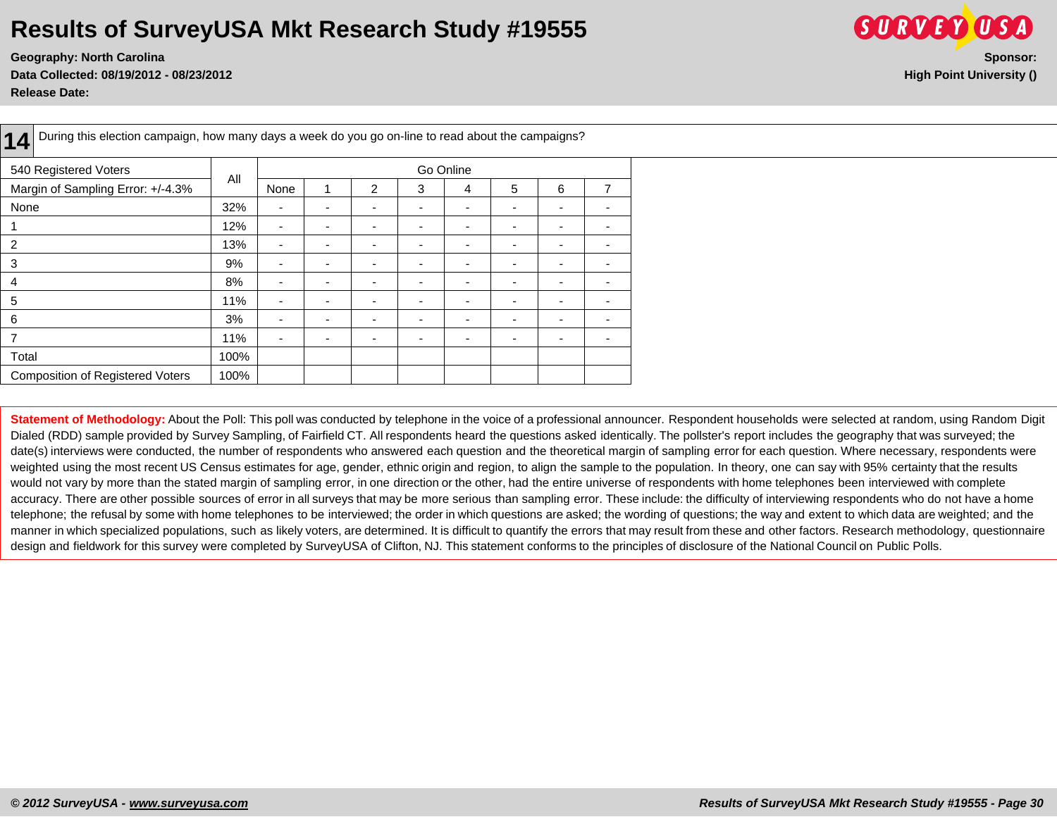# Results of SurveyUSA Mkt Research Study #19555

**Geography: North Carolina**
**Data Collected: 08/19/2012 - 08/23/2012**
**Release Date:**

**Sponsor:**
**High Point University ()**

## 14 During this election campaign, how many days a week do you go on-line to read about the campaigns?

| 540 Registered Voters | All | Go Online | | | | | | | |
|---|---|---|---|---|---|---|---|---|---|
| Margin of Sampling Error: +/-4.3% | | None | 1 | 2 | 3 | 4 | 5 | 6 | 7 |
| None | 32% | - | - | - | - | - | - | - | - |
| 1 | 12% | - | - | - | - | - | - | - | - |
| 2 | 13% | - | - | - | - | - | - | - | - |
| 3 | 9% | - | - | - | - | - | - | - | - |
| 4 | 8% | - | - | - | - | - | - | - | - |
| 5 | 11% | - | - | - | - | - | - | - | - |
| 6 | 3% | - | - | - | - | - | - | - | - |
| 7 | 11% | - | - | - | - | - | - | - | - |
| Total | 100% | | | | | | | | |
| Composition of Registered Voters | 100% | | | | | | | | |

**Statement of Methodology:** About the Poll: This poll was conducted by telephone in the voice of a professional announcer. Respondent households were selected at random, using Random Digit Dialed (RDD) sample provided by Survey Sampling, of Fairfield CT. All respondents heard the questions asked identically. The pollster's report includes the geography that was surveyed; the date(s) interviews were conducted, the number of respondents who answered each question and the theoretical margin of sampling error for each question. Where necessary, respondents were weighted using the most recent US Census estimates for age, gender, ethnic origin and region, to align the sample to the population. In theory, one can say with 95% certainty that the results would not vary by more than the stated margin of sampling error, in one direction or the other, had the entire universe of respondents with home telephones been interviewed with complete accuracy. There are other possible sources of error in all surveys that may be more serious than sampling error. These include: the difficulty of interviewing respondents who do not have a home telephone; the refusal by some with home telephones to be interviewed; the order in which questions are asked; the wording of questions; the way and extent to which data are weighted; and the manner in which specialized populations, such as likely voters, are determined. It is difficult to quantify the errors that may result from these and other factors. Research methodology, questionnaire design and fieldwork for this survey were completed by SurveyUSA of Clifton, NJ. This statement conforms to the principles of disclosure of the National Council on Public Polls.

*© 2012 SurveyUSA - www.surveyusa.com*